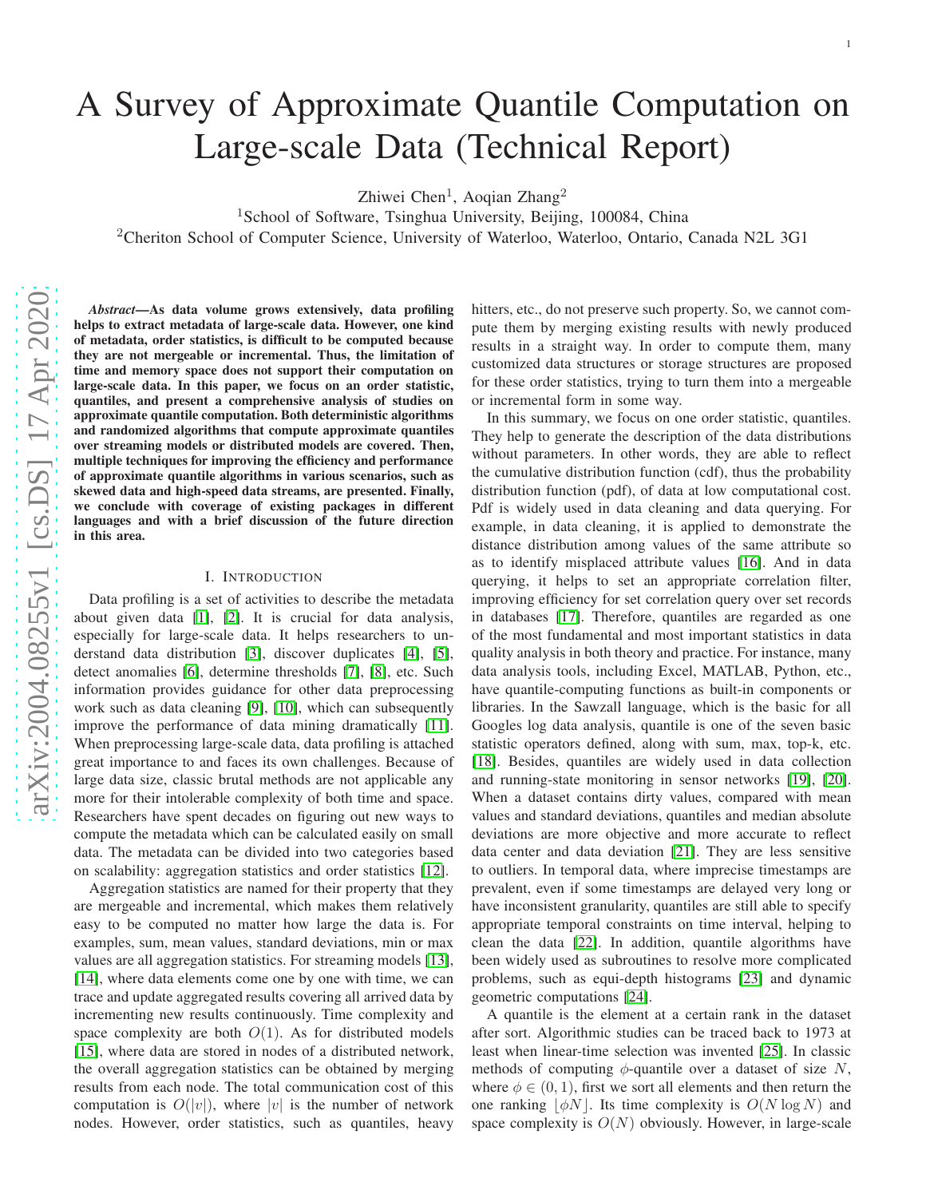# A Survey of Approximate Quantile Computation on Large-scale Data (Technical Report)

Zhiwei Chen[1], Aoqian Zhang[2]

[1]School of Software, Tsinghua University, Beijing, 100084, China

[2]Cheriton School of Computer Science, University of Waterloo, Waterloo, Ontario, Canada N2L 3G1

***Abstract*—As data volume grows extensively, data profiling helps to extract metadata of large-scale data. However, one kind of metadata, order statistics, is difficult to be computed because they are not mergeable or incremental. Thus, the limitation of time and memory space does not support their computation on large-scale data. In this paper, we focus on an order statistic, quantiles, and present a comprehensive analysis of studies on approximate quantile computation. Both deterministic algorithms and randomized algorithms that compute approximate quantiles over streaming models or distributed models are covered. Then, multiple techniques for improving the efficiency and performance of approximate quantile algorithms in various scenarios, such as skewed data and high-speed data streams, are presented. Finally, we conclude with coverage of existing packages in different languages and with a brief discussion of the future direction in this area.**

## I. Introduction

Data profiling is a set of activities to describe the metadata about given data [1], [2]. It is crucial for data analysis, especially for large-scale data. It helps researchers to understand data distribution [3], discover duplicates [4], [5], detect anomalies [6], determine thresholds [7], [8], etc. Such information provides guidance for other data preprocessing work such as data cleaning [9], [10], which can subsequently improve the performance of data mining dramatically [11]. When preprocessing large-scale data, data profiling is attached great importance to and faces its own challenges. Because of large data size, classic brutal methods are not applicable any more for their intolerable complexity of both time and space. Researchers have spent decades on figuring out new ways to compute the metadata which can be calculated easily on small data. The metadata can be divided into two categories based on scalability: aggregation statistics and order statistics [12].

Aggregation statistics are named for their property that they are mergeable and incremental, which makes them relatively easy to be computed no matter how large the data is. For examples, sum, mean values, standard deviations, min or max values are all aggregation statistics. For streaming models [13], [14], where data elements come one by one with time, we can trace and update aggregated results covering all arrived data by incrementing new results continuously. Time complexity and space complexity are both $O(1)$. As for distributed models [15], where data are stored in nodes of a distributed network, the overall aggregation statistics can be obtained by merging results from each node. The total communication cost of this computation is $O(|v|)$, where $|v|$ is the number of network nodes. However, order statistics, such as quantiles, heavy hitters, etc., do not preserve such property. So, we cannot compute them by merging existing results with newly produced results in a straight way. In order to compute them, many customized data structures or storage structures are proposed for these order statistics, trying to turn them into a mergeable or incremental form in some way.

In this summary, we focus on one order statistic, quantiles. They help to generate the description of the data distributions without parameters. In other words, they are able to reflect the cumulative distribution function (cdf), thus the probability distribution function (pdf), of data at low computational cost. Pdf is widely used in data cleaning and data querying. For example, in data cleaning, it is applied to demonstrate the distance distribution among values of the same attribute so as to identify misplaced attribute values [16]. And in data querying, it helps to set an appropriate correlation filter, improving efficiency for set correlation query over set records in databases [17]. Therefore, quantiles are regarded as one of the most fundamental and most important statistics in data quality analysis in both theory and practice. For instance, many data analysis tools, including Excel, MATLAB, Python, etc., have quantile-computing functions as built-in components or libraries. In the Sawzall language, which is the basic for all Googles log data analysis, quantile is one of the seven basic statistic operators defined, along with sum, max, top-k, etc. [18]. Besides, quantiles are widely used in data collection and running-state monitoring in sensor networks [19], [20]. When a dataset contains dirty values, compared with mean values and standard deviations, quantiles and median absolute deviations are more objective and more accurate to reflect data center and data deviation [21]. They are less sensitive to outliers. In temporal data, where imprecise timestamps are prevalent, even if some timestamps are delayed very long or have inconsistent granularity, quantiles are still able to specify appropriate temporal constraints on time interval, helping to clean the data [22]. In addition, quantile algorithms have been widely used as subroutines to resolve more complicated problems, such as equi-depth histograms [23] and dynamic geometric computations [24].

A quantile is the element at a certain rank in the dataset after sort. Algorithmic studies can be traced back to 1973 at least when linear-time selection was invented [25]. In classic methods of computing $\phi$-quantile over a dataset of size $N$, where $\phi \in (0, 1)$, first we sort all elements and then return the one ranking $\lfloor \phi N \rfloor$. Its time complexity is $O(N \log N)$ and space complexity is $O(N)$ obviously. However, in large-scale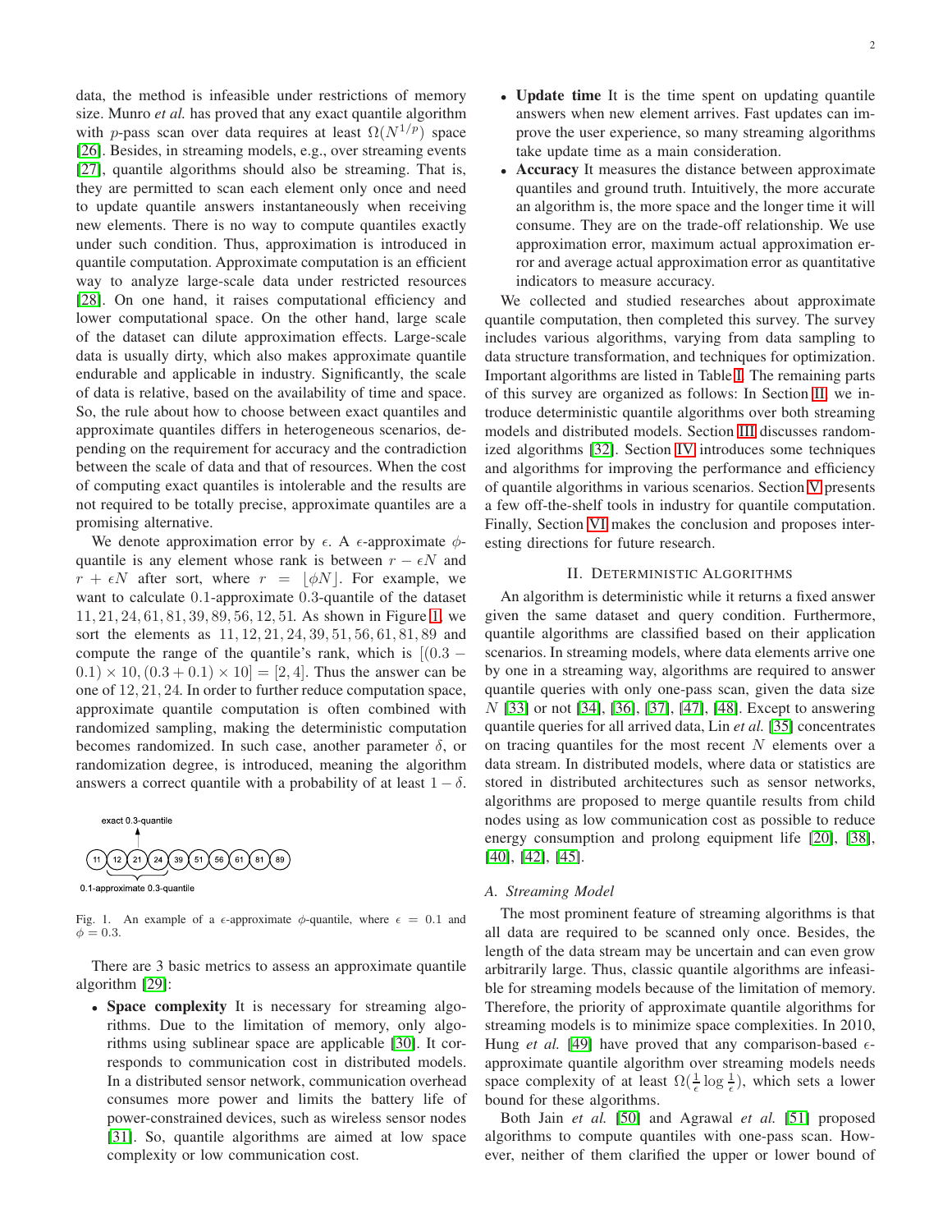data, the method is infeasible under restrictions of memory size. Munro *et al.* has proved that any exact quantile algorithm with $p$-pass scan over data requires at least $\Omega(N^{1/p})$ space [26]. Besides, in streaming models, e.g., over streaming events [27], quantile algorithms should also be streaming. That is, they are permitted to scan each element only once and need to update quantile answers instantaneously when receiving new elements. There is no way to compute quantiles exactly under such condition. Thus, approximation is introduced in quantile computation. Approximate computation is an efficient way to analyze large-scale data under restricted resources [28]. On one hand, it raises computational efficiency and lower computational space. On the other hand, large scale of the dataset can dilute approximation effects. Large-scale data is usually dirty, which also makes approximate quantile endurable and applicable in industry. Significantly, the scale of data is relative, based on the availability of time and space. So, the rule about how to choose between exact quantiles and approximate quantiles differs in heterogeneous scenarios, depending on the requirement for accuracy and the contradiction between the scale of data and that of resources. When the cost of computing exact quantiles is intolerable and the results are not required to be totally precise, approximate quantiles are a promising alternative.

We denote approximation error by $\epsilon$. A $\epsilon$-approximate $\phi$-quantile is any element whose rank is between $r - \epsilon N$ and $r + \epsilon N$ after sort, where $r = \lfloor \phi N \rfloor$. For example, we want to calculate $0.1$-approximate $0.3$-quantile of the dataset $11, 21, 24, 61, 81, 39, 89, 56, 12, 51$. As shown in Figure 1, we sort the elements as $11, 12, 21, 24, 39, 51, 56, 61, 81, 89$ and compute the range of the quantile's rank, which is $[(0.3 - 0.1) \times 10, (0.3 + 0.1) \times 10] = [2, 4]$. Thus the answer can be one of $12, 21, 24$. In order to further reduce computation space, approximate quantile computation is often combined with randomized sampling, making the deterministic computation becomes randomized. In such case, another parameter $\delta$, or randomization degree, is introduced, meaning the algorithm answers a correct quantile with a probability of at least $1 - \delta$.

exact 0.3-quantile

11 12 21 24 39 51 56 61 81 89

0.1-approximate 0.3-quantile

Fig. 1. An example of a $\epsilon$-approximate $\phi$-quantile, where $\epsilon = 0.1$ and $\phi = 0.3$.

There are 3 basic metrics to assess an approximate quantile algorithm [29]:

- **Space complexity** It is necessary for streaming algorithms. Due to the limitation of memory, only algorithms using sublinear space are applicable [30]. It corresponds to communication cost in distributed models. In a distributed sensor network, communication overhead consumes more power and limits the battery life of power-constrained devices, such as wireless sensor nodes [31]. So, quantile algorithms are aimed at low space complexity or low communication cost.
- **Update time** It is the time spent on updating quantile answers when new element arrives. Fast updates can improve the user experience, so many streaming algorithms take update time as a main consideration.
- **Accuracy** It measures the distance between approximate quantiles and ground truth. Intuitively, the more accurate an algorithm is, the more space and the longer time it will consume. They are on the trade-off relationship. We use approximation error, maximum actual approximation error and average actual approximation error as quantitative indicators to measure accuracy.

We collected and studied researches about approximate quantile computation, then completed this survey. The survey includes various algorithms, varying from data sampling to data structure transformation, and techniques for optimization. Important algorithms are listed in Table I. The remaining parts of this survey are organized as follows: In Section II, we introduce deterministic quantile algorithms over both streaming models and distributed models. Section III discusses randomized algorithms [32]. Section IV introduces some techniques and algorithms for improving the performance and efficiency of quantile algorithms in various scenarios. Section V presents a few off-the-shelf tools in industry for quantile computation. Finally, Section VI makes the conclusion and proposes interesting directions for future research.

## II. Deterministic Algorithms

An algorithm is deterministic while it returns a fixed answer given the same dataset and query condition. Furthermore, quantile algorithms are classified based on their application scenarios. In streaming models, where data elements arrive one by one in a streaming way, algorithms are required to answer quantile queries with only one-pass scan, given the data size $N$ [33] or not [34], [36], [37], [47], [48]. Except to answering quantile queries for all arrived data, Lin *et al.* [35] concentrates on tracing quantiles for the most recent $N$ elements over a data stream. In distributed models, where data or statistics are stored in distributed architectures such as sensor networks, algorithms are proposed to merge quantile results from child nodes using as low communication cost as possible to reduce energy consumption and prolong equipment life [20], [38], [40], [42], [45].

### A. Streaming Model

The most prominent feature of streaming algorithms is that all data are required to be scanned only once. Besides, the length of the data stream may be uncertain and can even grow arbitrarily large. Thus, classic quantile algorithms are infeasible for streaming models because of the limitation of memory. Therefore, the priority of approximate quantile algorithms for streaming models is to minimize space complexities. In 2010, Hung *et al.* [49] have proved that any comparison-based $\epsilon$-approximate quantile algorithm over streaming models needs space complexity of at least $\Omega(\frac{1}{\epsilon} \log \frac{1}{\epsilon})$, which sets a lower bound for these algorithms.

Both Jain *et al.* [50] and Agrawal *et al.* [51] proposed algorithms to compute quantiles with one-pass scan. However, neither of them clarified the upper or lower bound of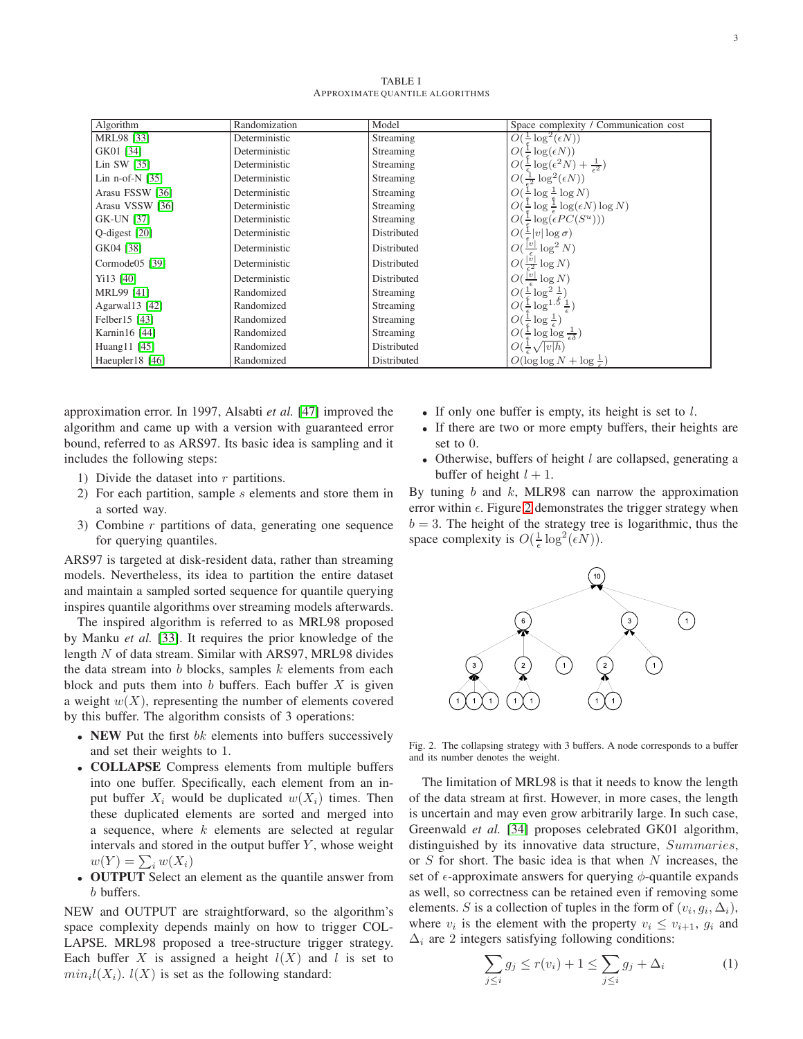TABLE I
APPROXIMATE QUANTILE ALGORITHMS

| Algorithm | Randomization | Model | Space complexity / Communication cost |
| --- | --- | --- | --- |
| MRL98 [33] | Deterministic | Streaming | $O(\frac{1}{\epsilon}\log^2(\epsilon N))$ |
| GK01 [34] | Deterministic | Streaming | $O(\frac{1}{\epsilon}\log(\epsilon N))$ |
| Lin SW [35] | Deterministic | Streaming | $O(\frac{1}{\epsilon}\log(\epsilon^2 N)+\frac{1}{\epsilon^2})$ |
| Lin n-of-N [35] | Deterministic | Streaming | $O(\frac{1}{\epsilon^2}\log^2(\epsilon N))$ |
| Arasu FSSW [36] | Deterministic | Streaming | $O(\frac{1}{\epsilon}\log\frac{1}{\epsilon}\log N)$ |
| Arasu VSSW [36] | Deterministic | Streaming | $O(\frac{1}{\epsilon}\log\frac{1}{\epsilon}\log(\epsilon N)\log N)$ |
| GK-UN [37] | Deterministic | Streaming | $O(\frac{1}{\epsilon}\log(\epsilon PC(S^u)))$ |
| Q-digest [20] | Deterministic | Distributed | $O(\frac{1}{\epsilon}\|v\|\log\sigma)$ |
| GK04 [38] | Deterministic | Distributed | $O(\frac{\|v\|}{\epsilon}\log^2 N)$ |
| Cormode05 [39] | Deterministic | Distributed | $O(\frac{\|v\|}{\epsilon^2}\log N)$ |
| Yi13 [40] | Deterministic | Distributed | $O(\frac{\|v\|}{\epsilon}\log N)$ |
| MRL99 [41] | Randomized | Streaming | $O(\frac{1}{\epsilon}\log^2\frac{1}{\epsilon})$ |
| Agarwal13 [42] | Randomized | Streaming | $O(\frac{1}{\epsilon}\log^{1.5}\frac{1}{\epsilon})$ |
| Felber15 [43] | Randomized | Streaming | $O(\frac{1}{\epsilon}\log\frac{1}{\epsilon})$ |
| Karnin16 [44] | Randomized | Streaming | $O(\frac{1}{\epsilon}\log\log\frac{1}{\epsilon\delta})$ |
| Huang11 [45] | Randomized | Distributed | $O(\frac{1}{\epsilon}\sqrt{\|v\|h})$ |
| Haeupler18 [46] | Randomized | Distributed | $O(\log\log N+\log\frac{1}{\epsilon})$ |

approximation error. In 1997, Alsabti *et al.* [47] improved the algorithm and came up with a version with guaranteed error bound, referred to as ARS97. Its basic idea is sampling and it includes the following steps:

1) Divide the dataset into $r$ partitions.
2) For each partition, sample $s$ elements and store them in a sorted way.
3) Combine $r$ partitions of data, generating one sequence for querying quantiles.

ARS97 is targeted at disk-resident data, rather than streaming models. Nevertheless, its idea to partition the entire dataset and maintain a sampled sorted sequence for quantile querying inspires quantile algorithms over streaming models afterwards.

The inspired algorithm is referred to as MRL98 proposed by Manku *et al.* [33]. It requires the prior knowledge of the length $N$ of data stream. Similar with ARS97, MRL98 divides the data stream into $b$ blocks, samples $k$ elements from each block and puts them into $b$ buffers. Each buffer $X$ is given a weight $w(X)$, representing the number of elements covered by this buffer. The algorithm consists of 3 operations:

- **NEW** Put the first $bk$ elements into buffers successively and set their weights to 1.
- **COLLAPSE** Compress elements from multiple buffers into one buffer. Specifically, each element from an input buffer $X_i$ would be duplicated $w(X_i)$ times. Then these duplicated elements are sorted and merged into a sequence, where $k$ elements are selected at regular intervals and stored in the output buffer $Y$, whose weight $w(Y)=\sum_i w(X_i)$
- **OUTPUT** Select an element as the quantile answer from $b$ buffers.

NEW and OUTPUT are straightforward, so the algorithm's space complexity depends mainly on how to trigger COLLAPSE. MRL98 proposed a tree-structure trigger strategy. Each buffer $X$ is assigned a height $l(X)$ and $l$ is set to $min_i l(X_i)$. $l(X)$ is set as the following standard:

- If only one buffer is empty, its height is set to $l$.
- If there are two or more empty buffers, their heights are set to $0$.
- Otherwise, buffers of height $l$ are collapsed, generating a buffer of height $l+1$.

By tuning $b$ and $k$, MLR98 can narrow the approximation error within $\epsilon$. Figure 2 demonstrates the trigger strategy when $b=3$. The height of the strategy tree is logarithmic, thus the space complexity is $O(\frac{1}{\epsilon}\log^2(\epsilon N))$.

Fig. 2. The collapsing strategy with 3 buffers. A node corresponds to a buffer and its number denotes the weight.

The limitation of MRL98 is that it needs to know the length of the data stream at first. However, in more cases, the length is uncertain and may even grow arbitrarily large. In such case, Greenwald *et al.* [34] proposes celebrated GK01 algorithm, distinguished by its innovative data structure, *Summaries*, or $S$ for short. The basic idea is that when $N$ increases, the set of $\epsilon$-approximate answers for querying $\phi$-quantile expands as well, so correctness can be retained even if removing some elements. $S$ is a collection of tuples in the form of $(v_i, g_i, \Delta_i)$, where $v_i$ is the element with the property $v_i \leq v_{i+1}$, $g_i$ and $\Delta_i$ are 2 integers satisfying following conditions:

$$\sum_{j\leq i} g_j \leq r(v_i)+1 \leq \sum_{j\leq i} g_j + \Delta_i \tag{1}$$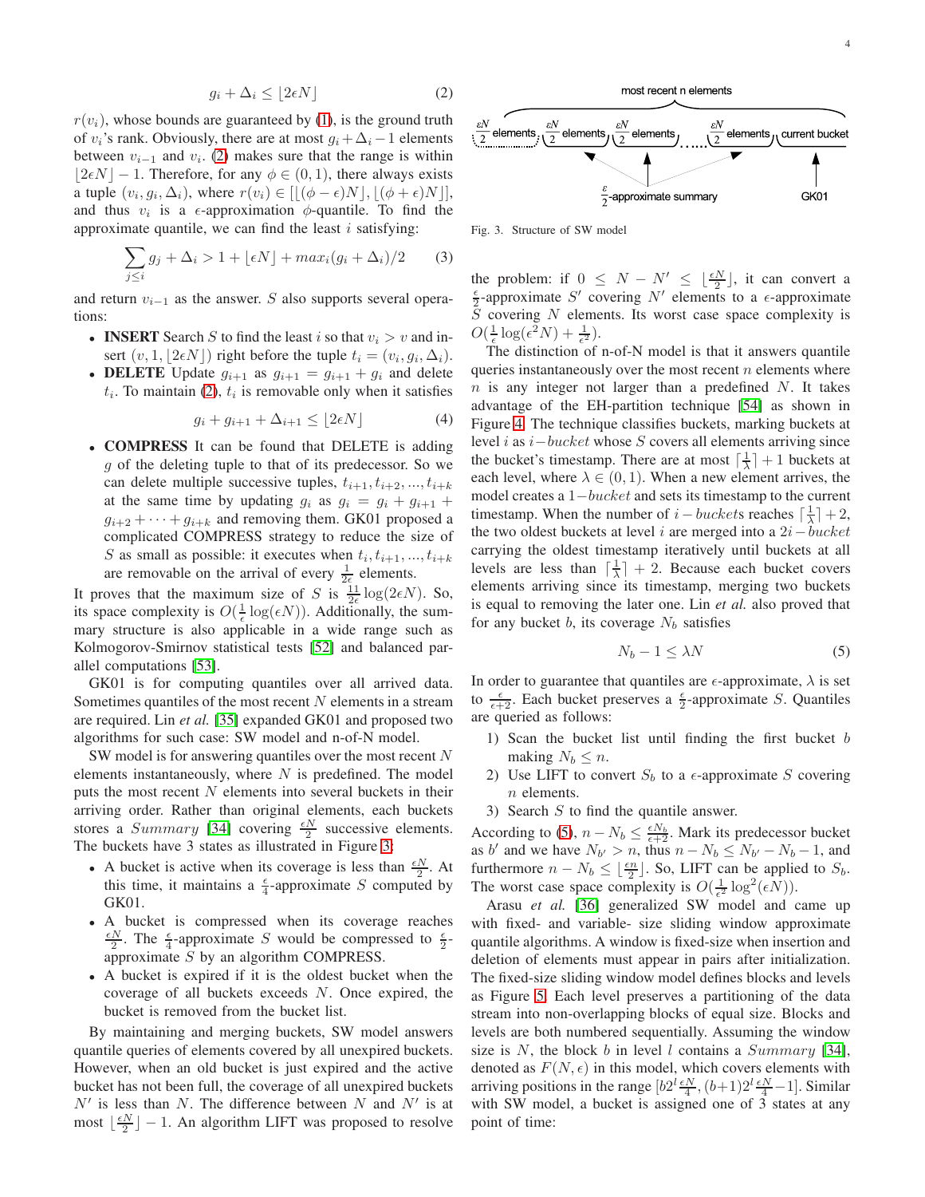$$g_i + \Delta_i \leq \lfloor 2\epsilon N \rfloor \tag{2}$$

$r(v_i)$, whose bounds are guaranteed by (1), is the ground truth of $v_i$'s rank. Obviously, there are at most $g_i + \Delta_i - 1$ elements between $v_{i-1}$ and $v_i$. (2) makes sure that the range is within $\lfloor 2\epsilon N \rfloor - 1$. Therefore, for any $\phi \in (0, 1)$, there always exists a tuple $(v_i, g_i, \Delta_i)$, where $r(v_i) \in [\lfloor (\phi - \epsilon)N \rfloor, \lfloor (\phi + \epsilon)N \rfloor]$, and thus $v_i$ is a $\epsilon$-approximation $\phi$-quantile. To find the approximate quantile, we can find the least $i$ satisfying:

$$\sum_{j \leq i} g_j + \Delta_i > 1 + \lfloor \epsilon N \rfloor + max_i(g_i + \Delta_i)/2 \tag{3}$$

and return $v_{i-1}$ as the answer. $S$ also supports several operations:

- **INSERT** Search $S$ to find the least $i$ so that $v_i > v$ and insert $(v, 1, \lfloor 2\epsilon N \rfloor)$ right before the tuple $t_i = (v_i, g_i, \Delta_i)$.
- **DELETE** Update $g_{i+1}$ as $g_{i+1} = g_{i+1} + g_i$ and delete $t_i$. To maintain (2), $t_i$ is removable only when it satisfies

$$g_i + g_{i+1} + \Delta_{i+1} \leq \lfloor 2\epsilon N \rfloor \tag{4}$$

- **COMPRESS** It can be found that DELETE is adding $g$ of the deleting tuple to that of its predecessor. So we can delete multiple successive tuples, $t_{i+1}, t_{i+2}, ..., t_{i+k}$ at the same time by updating $g_i$ as $g_i = g_i + g_{i+1} + g_{i+2} + \cdots + g_{i+k}$ and removing them. GK01 proposed a complicated COMPRESS strategy to reduce the size of $S$ as small as possible: it executes when $t_i, t_{i+1}, ..., t_{i+k}$ are removable on the arrival of every $\frac{1}{2\epsilon}$ elements.

It proves that the maximum size of $S$ is $\frac{11}{2\epsilon}\log(2\epsilon N)$. So, its space complexity is $O(\frac{1}{\epsilon}\log(\epsilon N))$. Additionally, the summary structure is also applicable in a wide range such as Kolmogorov-Smirnov statistical tests [52] and balanced parallel computations [53].

GK01 is for computing quantiles over all arrived data. Sometimes quantiles of the most recent $N$ elements in a stream are required. Lin *et al.* [35] expanded GK01 and proposed two algorithms for such case: SW model and n-of-N model.

SW model is for answering quantiles over the most recent $N$ elements instantaneously, where $N$ is predefined. The model puts the most recent $N$ elements into several buckets in their arriving order. Rather than original elements, each buckets stores a $Summary$ [34] covering $\frac{\epsilon N}{2}$ successive elements. The buckets have 3 states as illustrated in Figure 3:

- A bucket is active when its coverage is less than $\frac{\epsilon N}{2}$. At this time, it maintains a $\frac{\epsilon}{4}$-approximate $S$ computed by GK01.
- A bucket is compressed when its coverage reaches $\frac{\epsilon N}{2}$. The $\frac{\epsilon}{4}$-approximate $S$ would be compressed to $\frac{\epsilon}{2}$-approximate $S$ by an algorithm COMPRESS.
- A bucket is expired if it is the oldest bucket when the coverage of all buckets exceeds $N$. Once expired, the bucket is removed from the bucket list.

By maintaining and merging buckets, SW model answers quantile queries of elements covered by all unexpired buckets. However, when an old bucket is just expired and the active bucket has not been full, the coverage of all unexpired buckets $N'$ is less than $N$. The difference between $N$ and $N'$ is at most $\lfloor \frac{\epsilon N}{2} \rfloor - 1$. An algorithm LIFT was proposed to resolve the problem: if $0 \leq N - N' \leq \lfloor \frac{\epsilon N}{2} \rfloor$, it can convert a $\frac{\epsilon}{2}$-approximate $S'$ covering $N'$ elements to a $\epsilon$-approximate $S$ covering $N$ elements. Its worst case space complexity is $O(\frac{1}{\epsilon}\log(\epsilon^2 N) + \frac{1}{\epsilon^2})$.

Fig. 3. Structure of SW model

The distinction of n-of-N model is that it answers quantile queries instantaneously over the most recent $n$ elements where $n$ is any integer not larger than a predefined $N$. It takes advantage of the EH-partition technique [54] as shown in Figure 4. The technique classifies buckets, marking buckets at level $i$ as $i-bucket$ whose $S$ covers all elements arriving since the bucket's timestamp. There are at most $\lceil \frac{1}{\lambda} \rceil + 1$ buckets at each level, where $\lambda \in (0, 1)$. When a new element arrives, the model creates a $1-bucket$ and sets its timestamp to the current timestamp. When the number of $i-buckets$ reaches $\lceil \frac{1}{\lambda} \rceil + 2$, the two oldest buckets at level $i$ are merged into a $2i-bucket$ carrying the oldest timestamp iteratively until buckets at all levels are less than $\lceil \frac{1}{\lambda} \rceil + 2$. Because each bucket covers elements arriving since its timestamp, merging two buckets is equal to removing the later one. Lin *et al.* also proved that for any bucket $b$, its coverage $N_b$ satisfies

$$N_b - 1 \leq \lambda N \tag{5}$$

In order to guarantee that quantiles are $\epsilon$-approximate, $\lambda$ is set to $\frac{\epsilon}{\epsilon+2}$. Each bucket preserves a $\frac{\epsilon}{2}$-approximate $S$. Quantiles are queried as follows:

1) Scan the bucket list until finding the first bucket $b$ making $N_b \leq n$.
2) Use LIFT to convert $S_b$ to a $\epsilon$-approximate $S$ covering $n$ elements.
3) Search $S$ to find the quantile answer.

According to (5), $n - N_b \leq \frac{\epsilon N_b}{\epsilon+2}$. Mark its predecessor bucket as $b'$ and we have $N_{b'} > n$, thus $n - N_b \leq N_{b'} - N_b - 1$, and furthermore $n - N_b \leq \lfloor \frac{\epsilon n}{2} \rfloor$. So, LIFT can be applied to $S_b$. The worst case space complexity is $O(\frac{1}{\epsilon^2}\log^2(\epsilon N))$.

Arasu *et al.* [36] generalized SW model and came up with fixed- and variable- size sliding window approximate quantile algorithms. A window is fixed-size when insertion and deletion of elements must appear in pairs after initialization. The fixed-size sliding window model defines blocks and levels as Figure 5. Each level preserves a partitioning of the data stream into non-overlapping blocks of equal size. Blocks and levels are both numbered sequentially. Assuming the window size is $N$, the block $b$ in level $l$ contains a $Summary$ [34], denoted as $F(N, \epsilon)$ in this model, which covers elements with arriving positions in the range $[b2^l\frac{\epsilon N}{4}, (b+1)2^l\frac{\epsilon N}{4} - 1]$. Similar with SW model, a bucket is assigned one of 3 states at any point of time: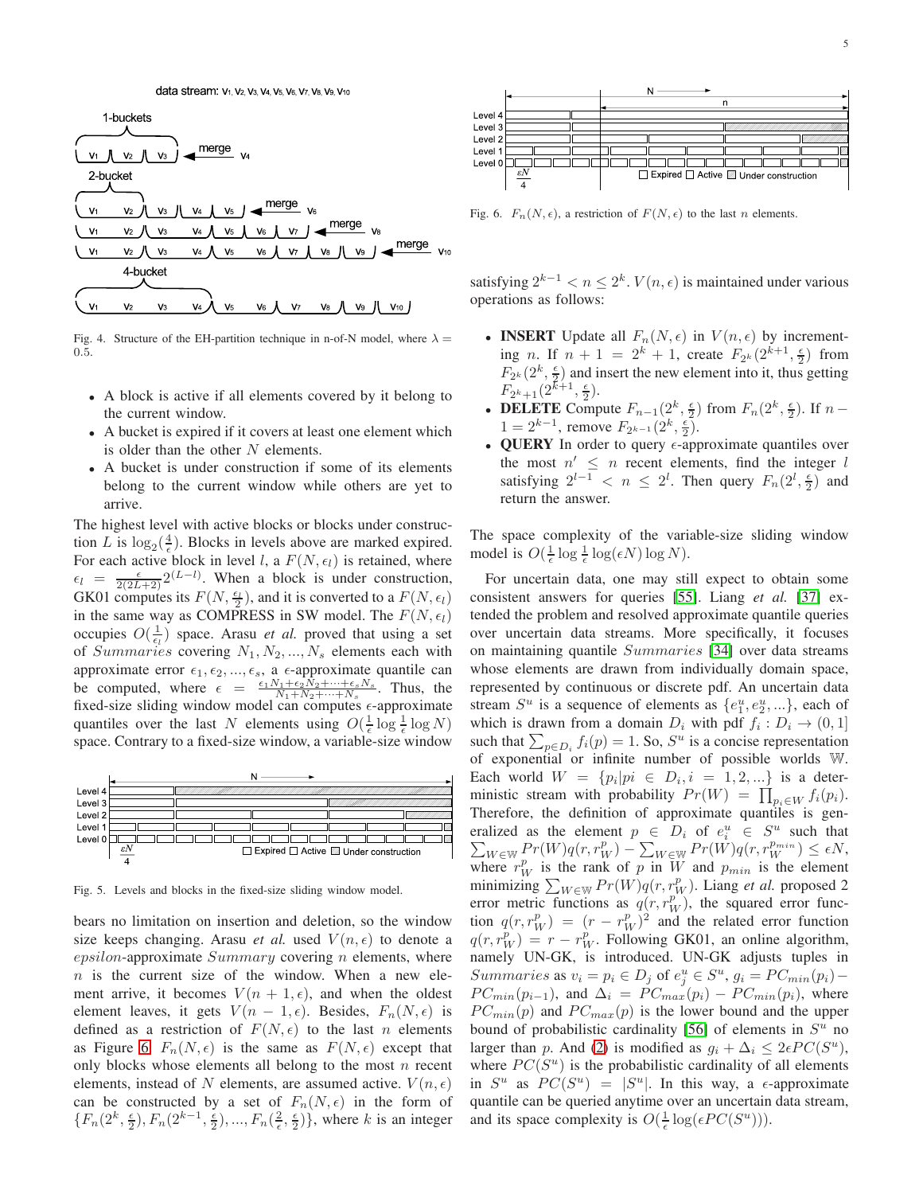Fig. 4. Structure of the EH-partition technique in n-of-N model, where $\lambda = 0.5$.

- A block is active if all elements covered by it belong to the current window.
- A bucket is expired if it covers at least one element which is older than the other $N$ elements.
- A bucket is under construction if some of its elements belong to the current window while others are yet to arrive.

The highest level with active blocks or blocks under construction $L$ is $\log_2(\frac{4}{\epsilon})$. Blocks in levels above are marked expired. For each active block in level $l$, a $F(N, \epsilon_l)$ is retained, where $\epsilon_l = \frac{\epsilon}{2(2L+2)} 2^{(L-l)}$. When a block is under construction, GK01 computes its $F(N, \frac{\epsilon_l}{2})$, and it is converted to a $F(N, \epsilon_l)$ in the same way as COMPRESS in SW model. The $F(N, \epsilon_l)$ occupies $O(\frac{1}{\epsilon_l})$ space. Arasu *et al.* proved that using a set of *Summaries* covering $N_1, N_2, ..., N_s$ elements each with approximate error $\epsilon_1, \epsilon_2, ..., \epsilon_s$, a $\epsilon$-approximate quantile can be computed, where $\epsilon = \frac{\epsilon_1 N_1 + \epsilon_2 N_2 + \cdots + \epsilon_s N_s}{N_1 + N_2 + \cdots + N_s}$. Thus, the fixed-size sliding window model can computes $\epsilon$-approximate quantiles over the last $N$ elements using $O(\frac{1}{\epsilon} \log \frac{1}{\epsilon} \log N)$ space. Contrary to a fixed-size window, a variable-size window

Fig. 5. Levels and blocks in the fixed-size sliding window model.

bears no limitation on insertion and deletion, so the window size keeps changing. Arasu *et al.* used $V(n, \epsilon)$ to denote a *epsilon*-approximate *Summary* covering $n$ elements, where $n$ is the current size of the window. When a new element arrive, it becomes $V(n+1, \epsilon)$, and when the oldest element leaves, it gets $V(n-1, \epsilon)$. Besides, $F_n(N, \epsilon)$ is defined as a restriction of $F(N, \epsilon)$ to the last $n$ elements as Figure 6. $F_n(N, \epsilon)$ is the same as $F(N, \epsilon)$ except that only blocks whose elements all belong to the most $n$ recent elements, instead of $N$ elements, are assumed active. $V(n, \epsilon)$ can be constructed by a set of $F_n(N, \epsilon)$ in the form of $\{F_n(2^k, \frac{\epsilon}{2}), F_n(2^{k-1}, \frac{\epsilon}{2}), ..., F_n(\frac{2}{\epsilon}, \frac{\epsilon}{2})\}$, where $k$ is an integer

Fig. 6. $F_n(N, \epsilon)$, a restriction of $F(N, \epsilon)$ to the last $n$ elements.

satisfying $2^{k-1} < n \leq 2^k$. $V(n, \epsilon)$ is maintained under various operations as follows:

- **INSERT** Update all $F_n(N, \epsilon)$ in $V(n, \epsilon)$ by incrementing $n$. If $n + 1 = 2^k + 1$, create $F_{2^k}(2^{k+1}, \frac{\epsilon}{2})$ from $F_{2^k}(2^k, \frac{\epsilon}{2})$ and insert the new element into it, thus getting $F_{2^k+1}(2^{k+1}, \frac{\epsilon}{2})$.
- **DELETE** Compute $F_{n-1}(2^k, \frac{\epsilon}{2})$ from $F_n(2^k, \frac{\epsilon}{2})$. If $n - 1 = 2^{k-1}$, remove $F_{2^{k-1}}(2^k, \frac{\epsilon}{2})$.
- **QUERY** In order to query $\epsilon$-approximate quantiles over the most $n' \leq n$ recent elements, find the integer $l$ satisfying $2^{l-1} < n \leq 2^l$. Then query $F_n(2^l, \frac{\epsilon}{2})$ and return the answer.

The space complexity of the variable-size sliding window model is $O(\frac{1}{\epsilon} \log \frac{1}{\epsilon} \log(\epsilon N) \log N)$.

For uncertain data, one may still expect to obtain some consistent answers for queries [55]. Liang *et al.* [37] extended the problem and resolved approximate quantile queries over uncertain data streams. More specifically, it focuses on maintaining quantile *Summaries* [34] over data streams whose elements are drawn from individually domain space, represented by continuous or discrete pdf. An uncertain data stream $S^u$ is a sequence of elements as $\{e_1^u, e_2^u, ...\}$, each of which is drawn from a domain $D_i$ with pdf $f_i : D_i \to (0, 1]$ such that $\sum_{p \in D_i} f_i(p) = 1$. So, $S^u$ is a concise representation of exponential or infinite number of possible worlds $\mathbb{W}$. Each world $W = \{p_i | pi \in D_i, i = 1, 2, ...\}$ is a deterministic stream with probability $Pr(W) = \prod_{p_i \in W} f_i(p_i)$. Therefore, the definition of approximate quantiles is generalized as the element $p \in D_i$ of $e_i^u \in S^u$ such that $\sum_{W \in \mathbb{W}} Pr(W) q(r, r_W^p) - \sum_{W \in \mathbb{W}} Pr(W) q(r, r_W^{p_{min}}) \leq \epsilon N$, where $r_W^p$ is the rank of $p$ in $W$ and $p_{min}$ is the element minimizing $\sum_{W \in \mathbb{W}} Pr(W) q(r, r_W^p)$. Liang *et al.* proposed 2 error metric functions as $q(r, r_W^p)$, the squared error function $q(r, r_W^p) = (r - r_W^p)^2$ and the related error function $q(r, r_W^p) = r - r_W^p$. Following GK01, an online algorithm, namely UN-GK, is introduced. UN-GK adjusts tuples in *Summaries* as $v_i = p_i \in D_j$ of $e_j^u \in S^u$, $g_i = PC_{min}(p_i) - PC_{min}(p_{i-1})$, and $\Delta_i = PC_{max}(p_i) - PC_{min}(p_i)$, where $PC_{min}(p)$ and $PC_{max}(p)$ is the lower bound and the upper bound of probabilistic cardinality [56] of elements in $S^u$ no larger than $p$. And (2) is modified as $g_i + \Delta_i \leq 2\epsilon PC(S^u)$, where $PC(S^u)$ is the probabilistic cardinality of all elements in $S^u$ as $PC(S^u) = |S^u|$. In this way, a $\epsilon$-approximate quantile can be queried anytime over an uncertain data stream, and its space complexity is $O(\frac{1}{\epsilon} \log(\epsilon PC(S^u)))$.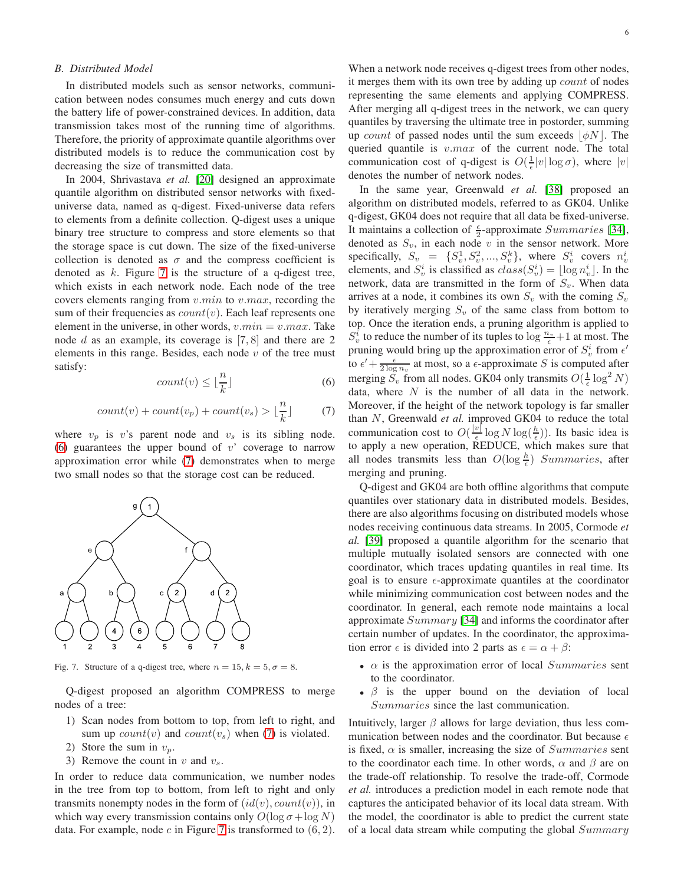### B. Distributed Model

In distributed models such as sensor networks, communication between nodes consumes much energy and cuts down the battery life of power-constrained devices. In addition, data transmission takes most of the running time of algorithms. Therefore, the priority of approximate quantile algorithms over distributed models is to reduce the communication cost by decreasing the size of transmitted data.

In 2004, Shrivastava *et al.* [20] designed an approximate quantile algorithm on distributed sensor networks with fixed-universe data, named as q-digest. Fixed-universe data refers to elements from a definite collection. Q-digest uses a unique binary tree structure to compress and store elements so that the storage space is cut down. The size of the fixed-universe collection is denoted as $\sigma$ and the compress coefficient is denoted as $k$. Figure 7 is the structure of a q-digest tree, which exists in each network node. Each node of the tree covers elements ranging from $v.min$ to $v.max$, recording the sum of their frequencies as $count(v)$. Each leaf represents one element in the universe, in other words, $v.min = v.max$. Take node $d$ as an example, its coverage is $[7, 8]$ and there are 2 elements in this range. Besides, each node $v$ of the tree must satisfy:

$$count(v) \leq \lfloor \frac{n}{k} \rfloor \tag{6}$$

$$count(v) + count(v_p) + count(v_s) > \lfloor \frac{n}{k} \rfloor \tag{7}$$

where $v_p$ is $v$'s parent node and $v_s$ is its sibling node. (6) guarantees the upper bound of $v$' coverage to narrow approximation error while (7) demonstrates when to merge two small nodes so that the storage cost can be reduced.

Fig. 7. Structure of a q-digest tree, where $n = 15, k = 5, \sigma = 8$.

Q-digest proposed an algorithm COMPRESS to merge nodes of a tree:

1) Scan nodes from bottom to top, from left to right, and sum up $count(v)$ and $count(v_s)$ when (7) is violated.
2) Store the sum in $v_p$.
3) Remove the count in $v$ and $v_s$.

In order to reduce data communication, we number nodes in the tree from top to bottom, from left to right and only transmits nonempty nodes in the form of $(id(v), count(v))$, in which way every transmission contains only $O(\log \sigma + \log N)$ data. For example, node $c$ in Figure 7 is transformed to $(6, 2)$. When a network node receives q-digest trees from other nodes, it merges them with its own tree by adding up $count$ of nodes representing the same elements and applying COMPRESS. After merging all q-digest trees in the network, we can query quantiles by traversing the ultimate tree in postorder, summing up $count$ of passed nodes until the sum exceeds $\lfloor \phi N \rfloor$. The queried quantile is $v.max$ of the current node. The total communication cost of q-digest is $O(\frac{1}{\epsilon}|v| \log \sigma)$, where $|v|$ denotes the number of network nodes.

In the same year, Greenwald *et al.* [38] proposed an algorithm on distributed models, referred to as GK04. Unlike q-digest, GK04 does not require that all data be fixed-universe. It maintains a collection of $\frac{\epsilon}{2}$-approximate $Summaries$ [34], denoted as $S_v$, in each node $v$ in the sensor network. More specifically, $S_v = \{S_v^1, S_v^2, ..., S_v^k\}$, where $S_v^i$ covers $n_v^i$ elements, $S_v^i$ is classified as $class(S_v^i) = \lfloor \log n_v^i \rfloor$. In the network, data are transmitted in the form of $S_v$. When data arrives at a node, it combines its own $S_v$ with the coming $S_v$ by iteratively merging $S_v$ of the same class from bottom to top. Once the iteration ends, a pruning algorithm is applied to $S_v^i$ to reduce the number of its tuples to $\log \frac{n_v}{\epsilon} + 1$ at most. The pruning would bring up the approximation error of $S_v^i$ from $\epsilon'$ to $\epsilon' + \frac{\epsilon}{2 \log n_v}$ at most, so a $\epsilon$-approximate $S$ is computed after merging $S_v$ from all nodes. GK04 only transmits $O(\frac{1}{\epsilon} \log^2 N)$ data, where $N$ is the number of all data in the network. Moreover, if the height of the network topology is far smaller than $N$, Greenwald *et al.* improved GK04 to reduce the total communication cost to $O(\frac{|v|}{\epsilon} \log N \log(\frac{h}{\epsilon}))$. Its basic idea is to apply a new operation, REDUCE, which makes sure that all nodes transmits less than $O(\log \frac{h}{\epsilon})$ $Summaries$, after merging and pruning.

Q-digest and GK04 are both offline algorithms that compute quantiles over stationary data in distributed models. Besides, there are also algorithms focusing on distributed models whose nodes receiving continuous data streams. In 2005, Cormode *et al.* [39] proposed a quantile algorithm for the scenario that multiple mutually isolated sensors are connected with one coordinator, which traces updating quantiles in real time. Its goal is to ensure $\epsilon$-approximate quantiles at the coordinator while minimizing communication cost between nodes and the coordinator. In general, each remote node maintains a local approximate $Summary$ [34] and informs the coordinator after certain number of updates. In the coordinator, the approximation error $\epsilon$ is divided into 2 parts as $\epsilon = \alpha + \beta$:

- $\alpha$ is the approximation error of local $Summaries$ sent to the coordinator.
- $\beta$ is the upper bound on the deviation of local $Summaries$ since the last communication.

Intuitively, larger $\beta$ allows for large deviation, thus less communication between nodes and the coordinator. But because $\epsilon$ is fixed, $\alpha$ is smaller, increasing the size of $Summaries$ sent to the coordinator each time. In other words, $\alpha$ and $\beta$ are on the trade-off relationship. To resolve the trade-off, Cormode *et al.* introduces a prediction model in each remote node that captures the anticipated behavior of its local data stream. With the model, the coordinator is able to predict the current state of a local data stream while computing the global $Summary$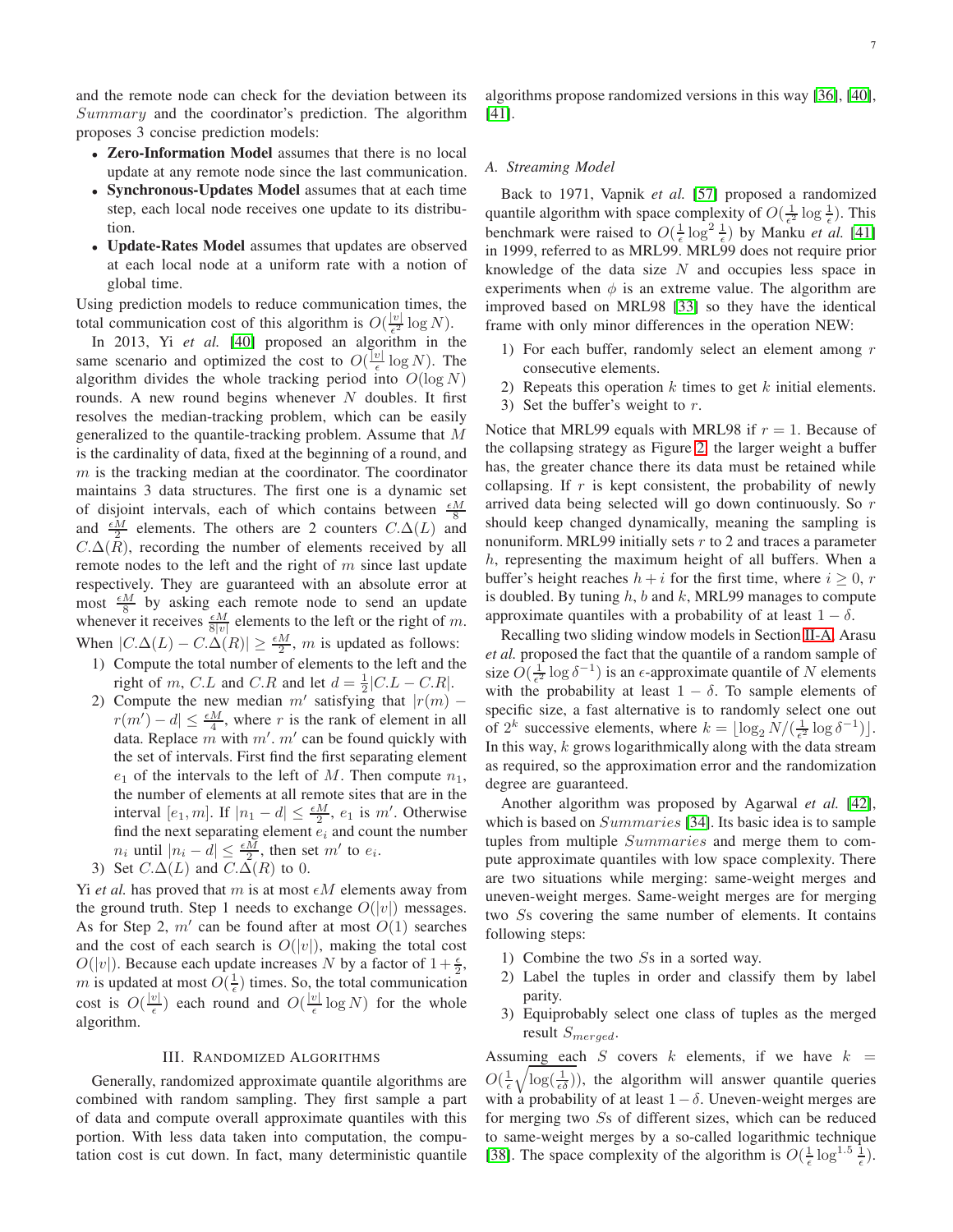and the remote node can check for the deviation between its $Summary$ and the coordinator's prediction. The algorithm proposes 3 concise prediction models:

- **Zero-Information Model** assumes that there is no local update at any remote node since the last communication.
- **Synchronous-Updates Model** assumes that at each time step, each local node receives one update to its distribution.
- **Update-Rates Model** assumes that updates are observed at each local node at a uniform rate with a notion of global time.

Using prediction models to reduce communication times, the total communication cost of this algorithm is $O(\frac{|v|}{\epsilon^2} \log N)$.

In 2013, Yi *et al.* [40] proposed an algorithm in the same scenario and optimized the cost to $O(\frac{|v|}{\epsilon} \log N)$. The algorithm divides the whole tracking period into $O(\log N)$ rounds. A new round begins whenever $N$ doubles. It first resolves the median-tracking problem, which can be easily generalized to the quantile-tracking problem. Assume that $M$ is the cardinality of data, fixed at the beginning of a round, and $m$ is the tracking median at the coordinator. The coordinator maintains 3 data structures. The first one is a dynamic set of disjoint intervals, each of which contains between $\frac{\epsilon M}{8}$ and $\frac{\epsilon M}{2}$ elements. The others are 2 counters $C.\Delta(L)$ and $C.\Delta(R)$, recording the number of elements received by all remote nodes to the left and the right of $m$ since last update respectively. They are guaranteed with an absolute error at most $\frac{\epsilon M}{8}$ by asking each remote node to send an update whenever it receives $\frac{\epsilon M}{8|v|}$ elements to the left or the right of $m$. When $|C.\Delta(L) - C.\Delta(R)| \geq \frac{\epsilon M}{2}$, $m$ is updated as follows:

1) Compute the total number of elements to the left and the right of $m$, $C.L$ and $C.R$ and let $d = \frac{1}{2}|C.L - C.R|$.
2) Compute the new median $m'$ satisfying that $|r(m) - r(m') - d| \leq \frac{\epsilon M}{4}$, where $r$ is the rank of element in all data. Replace $m$ with $m'$. $m'$ can be found quickly with the set of intervals. First find the first separating element $e_1$ of the intervals to the left of $M$. Then compute $n_1$, the number of elements at all remote sites that are in the interval $[e_1, m]$. If $|n_1 - d| \leq \frac{\epsilon M}{2}$, $e_1$ is $m'$. Otherwise find the next separating element $e_i$ and count the number $n_i$ until $|n_i - d| \leq \frac{\epsilon M}{2}$, then set $m'$ to $e_i$.
3) Set $C.\Delta(L)$ and $C.\Delta(R)$ to 0.

Yi *et al.* has proved that $m$ is at most $\epsilon M$ elements away from the ground truth. Step 1 needs to exchange $O(|v|)$ messages. As for Step 2, $m'$ can be found after at most $O(1)$ searches and the cost of each search is $O(|v|)$, making the total cost $O(|v|)$. Because each update increases $N$ by a factor of $1+\frac{\epsilon}{2}$, $m$ is updated at most $O(\frac{1}{\epsilon})$ times. So, the total communication cost is $O(\frac{|v|}{\epsilon})$ each round and $O(\frac{|v|}{\epsilon} \log N)$ for the whole algorithm.

## III. Randomized Algorithms

Generally, randomized approximate quantile algorithms are combined with random sampling. They first sample a part of data and compute overall approximate quantiles with this portion. With less data taken into computation, the computation cost is cut down. In fact, many deterministic quantile algorithms propose randomized versions in this way [36], [40], [41].

### A. Streaming Model

Back to 1971, Vapnik *et al.* [57] proposed a randomized quantile algorithm with space complexity of $O(\frac{1}{\epsilon^2} \log \frac{1}{\epsilon})$. This benchmark were raised to $O(\frac{1}{\epsilon} \log^2 \frac{1}{\epsilon})$ by Manku *et al.* [41] in 1999, referred to as MRL99. MRL99 does not require prior knowledge of the data size $N$ and occupies less space in experiments when $\phi$ is an extreme value. The algorithm are improved based on MRL98 [33] so they have the identical frame with only minor differences in the operation NEW:

1) For each buffer, randomly select an element among $r$ consecutive elements.
2) Repeats this operation $k$ times to get $k$ initial elements.
3) Set the buffer's weight to $r$.

Notice that MRL99 equals with MRL98 if $r = 1$. Because of the collapsing strategy as Figure 2, the larger weight a buffer has, the greater chance there its data must be retained while collapsing. If $r$ is kept consistent, the probability of newly arrived data being selected will go down continuously. So $r$ should keep changed dynamically, meaning the sampling is nonuniform. MRL99 initially sets $r$ to 2 and traces a parameter $h$, representing the maximum height of all buffers. When a buffer's height reaches $h + i$ for the first time, where $i \geq 0$, $r$ is doubled. By tuning $h$, $b$ and $k$, MRL99 manages to compute approximate quantiles with a probability of at least $1 - \delta$.

Recalling two sliding window models in Section II-A, Arasu *et al.* proposed the fact that the quantile of a random sample of size $O(\frac{1}{\epsilon^2} \log \delta^{-1})$ is an $\epsilon$-approximate quantile of $N$ elements with the probability at least $1 - \delta$. To sample elements of specific size, a fast alternative is to randomly select one out of $2^k$ successive elements, where $k = \lfloor \log_2 N / (\frac{1}{\epsilon^2} \log \delta^{-1}) \rfloor$. In this way, $k$ grows logarithmically along with the data stream as required, so the approximation error and the randomization degree are guaranteed.

Another algorithm was proposed by Agarwal *et al.* [42], which is based on $Summaries$ [34]. Its basic idea is to sample tuples from multiple $Summaries$ and merge them to compute approximate quantiles with low space complexity. There are two situations while merging: same-weight merges and uneven-weight merges. Same-weight merges are for merging two $S$s covering the same number of elements. It contains following steps:

1) Combine the two $S$s in a sorted way.
2) Label the tuples in order and classify them by label parity.
3) Equiprobably select one class of tuples as the merged result $S_{merged}$.

Assuming each $S$ covers $k$ elements, if we have $k = O(\frac{1}{\epsilon}\sqrt{\log(\frac{1}{\epsilon\delta})})$, the algorithm will answer quantile queries with a probability of at least $1 - \delta$. Uneven-weight merges are for merging two $S$s of different sizes, which can be reduced to same-weight merges by a so-called logarithmic technique [38]. The space complexity of the algorithm is $O(\frac{1}{\epsilon} \log^{1.5} \frac{1}{\epsilon})$.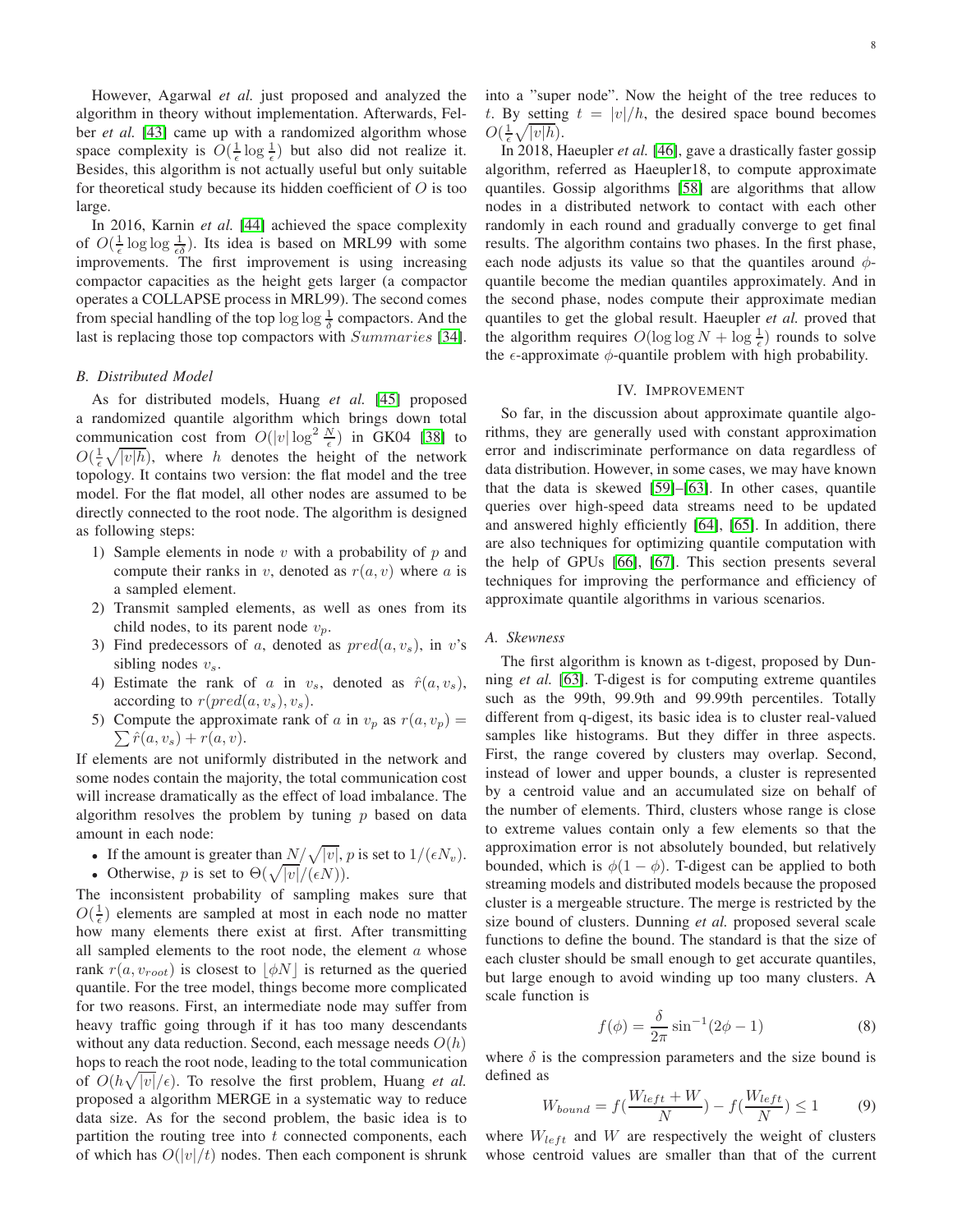However, Agarwal *et al.* just proposed and analyzed the algorithm in theory without implementation. Afterwards, Felber *et al.* [43] came up with a randomized algorithm whose space complexity is $O(\frac{1}{\epsilon}\log\frac{1}{\epsilon})$ but also did not realize it. Besides, this algorithm is not actually useful but only suitable for theoretical study because its hidden coefficient of $O$ is too large.

In 2016, Karnin *et al.* [44] achieved the space complexity of $O(\frac{1}{\epsilon}\log\log\frac{1}{\epsilon\delta})$. Its idea is based on MRL99 with some improvements. The first improvement is using increasing compactor capacities as the height gets larger (a compactor operates a COLLAPSE process in MRL99). The second comes from special handling of the top $\log\log\frac{1}{\delta}$ compactors. And the last is replacing those top compactors with *Summaries* [34].

### B. Distributed Model

As for distributed models, Huang *et al.* [45] proposed a randomized quantile algorithm which brings down total communication cost from $O(|v|\log^2\frac{N}{\epsilon})$ in GK04 [38] to $O(\frac{1}{\epsilon}\sqrt{|v|h})$, where $h$ denotes the height of the network topology. It contains two version: the flat model and the tree model. For the flat model, all other nodes are assumed to be directly connected to the root node. The algorithm is designed as following steps:

1) Sample elements in node $v$ with a probability of $p$ and compute their ranks in $v$, denoted as $r(a, v)$ where $a$ is a sampled element.
2) Transmit sampled elements, as well as ones from its child nodes, to its parent node $v_p$.
3) Find predecessors of $a$, denoted as $pred(a, v_s)$, in $v$'s sibling nodes $v_s$.
4) Estimate the rank of $a$ in $v_s$, denoted as $\hat{r}(a, v_s)$, according to $r(pred(a, v_s), v_s)$.
5) Compute the approximate rank of $a$ in $v_p$ as $r(a, v_p) = \sum\hat{r}(a, v_s) + r(a, v)$.

If elements are not uniformly distributed in the network and some nodes contain the majority, the total communication cost will increase dramatically as the effect of load imbalance. The algorithm resolves the problem by tuning $p$ based on data amount in each node:

- If the amount is greater than $N/\sqrt{|v|}$, $p$ is set to $1/(\epsilon N_v)$.
- Otherwise, $p$ is set to $\Theta(\sqrt{|v|}/(\epsilon N))$.

The inconsistent probability of sampling makes sure that $O(\frac{1}{\epsilon})$ elements are sampled at most in each node no matter how many elements there exist at first. After transmitting all sampled elements to the root node, the element $a$ whose rank $r(a, v_{root})$ is closest to $\lfloor\phi N\rfloor$ is returned as the queried quantile. For the tree model, things become more complicated for two reasons. First, an intermediate node may suffer from heavy traffic going through if it has too many descendants without any data reduction. Second, each message needs $O(h)$ hops to reach the root node, leading to the total communication of $O(h\sqrt{|v|}/\epsilon)$. To resolve the first problem, Huang *et al.* proposed a algorithm MERGE in a systematic way to reduce data size. As for the second problem, the basic idea is to partition the routing tree into $t$ connected components, each of which has $O(|v|/t)$ nodes. Then each component is shrunk into a "super node". Now the height of the tree reduces to $t$. By setting $t = |v|/h$, the desired space bound becomes $O(\frac{1}{\epsilon}\sqrt{|v|h})$.

In 2018, Haeupler *et al.* [46], gave a drastically faster gossip algorithm, referred as Haeupler18, to compute approximate quantiles. Gossip algorithms [58] are algorithms that allow nodes in a distributed network to contact with each other randomly in each round and gradually converge to get final results. The algorithm contains two phases. In the first phase, each node adjusts its value so that the quantiles around $\phi$-quantile become the median quantiles approximately. And in the second phase, nodes compute their approximate median quantiles to get the global result. Haeupler *et al.* proved that the algorithm requires $O(\log\log N + \log\frac{1}{\epsilon})$ rounds to solve the $\epsilon$-approximate $\phi$-quantile problem with high probability.

## IV. Improvement

So far, in the discussion about approximate quantile algorithms, they are generally used with constant approximation error and indiscriminate performance on data regardless of data distribution. However, in some cases, we may have known that the data is skewed [59]–[63]. In other cases, quantile queries over high-speed data streams need to be updated and answered highly efficiently [64], [65]. In addition, there are also techniques for optimizing quantile computation with the help of GPUs [66], [67]. This section presents several techniques for improving the performance and efficiency of approximate quantile algorithms in various scenarios.

### A. Skewness

The first algorithm is known as t-digest, proposed by Dunning *et al.* [63]. T-digest is for computing extreme quantiles such as the 99th, 99.9th and 99.99th percentiles. Totally different from q-digest, its basic idea is to cluster real-valued samples like histograms. But they differ in three aspects. First, the range covered by clusters may overlap. Second, instead of lower and upper bounds, a cluster is represented by a centroid value and an accumulated size on behalf of the number of elements. Third, clusters whose range is close to extreme values contain only a few elements so that the approximation error is not absolutely bounded, but relatively bounded, which is $\phi(1-\phi)$. T-digest can be applied to both streaming models and distributed models because the proposed cluster is a mergeable structure. The merge is restricted by the size bound of clusters. Dunning *et al.* proposed several scale functions to define the bound. The standard is that the size of each cluster should be small enough to get accurate quantiles, but large enough to avoid winding up too many clusters. A scale function is

$$f(\phi) = \frac{\delta}{2\pi}\sin^{-1}(2\phi - 1) \tag{8}$$

where $\delta$ is the compression parameters and the size bound is defined as

$$W_{bound} = f(\frac{W_{left} + W}{N}) - f(\frac{W_{left}}{N}) \leq 1 \tag{9}$$

where $W_{left}$ and $W$ are respectively the weight of clusters whose centroid values are smaller than that of the current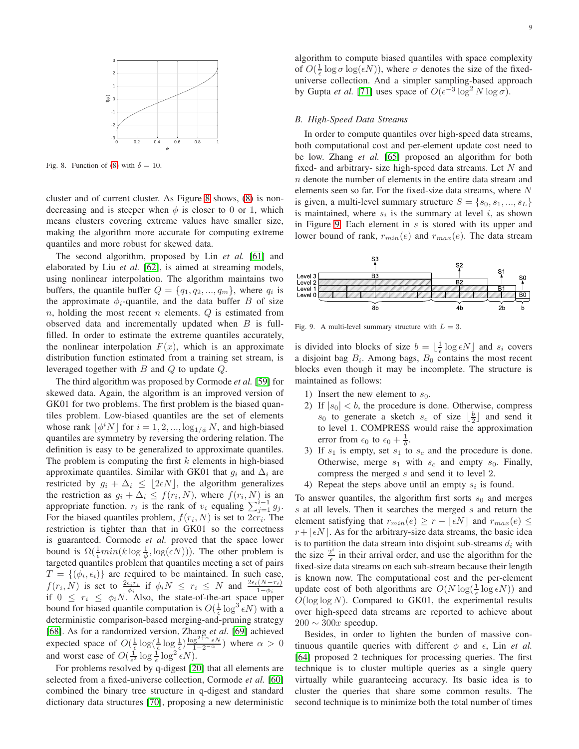Fig. 8. Function of (8) with $\delta = 10$.

cluster and of current cluster. As Figure 8 shows, (8) is non-decreasing and is steeper when $\phi$ is closer to 0 or 1, which means clusters covering extreme values have smaller size, making the algorithm more accurate for computing extreme quantiles and more robust for skewed data.

The second algorithm, proposed by Lin *et al.* [61] and elaborated by Liu *et al.* [62], is aimed at streaming models, using nonlinear interpolation. The algorithm maintains two buffers, the quantile buffer $Q = \{q_1, q_2, ..., q_m\}$, where $q_i$ is the approximate $\phi_i$-quantile, and the data buffer $B$ of size $n$, holding the most recent $n$ elements. $Q$ is estimated from observed data and incrementally updated when $B$ is full-filled. In order to estimate the extreme quantiles accurately, the nonlinear interpolation $F(x)$, which is an approximate distribution function estimated from a training set stream, is leveraged together with $B$ and $Q$ to update $Q$.

The third algorithm was proposed by Cormode *et al.* [59] for skewed data. Again, the algorithm is an improved version of GK01 for two problems. The first problem is the biased quantiles problem. Low-biased quantiles are the set of elements whose rank $\lfloor \phi^i N \rfloor$ for $i = 1, 2, ..., \log_{1/\phi} N$, and high-biased quantiles are symmetry by reversing the ordering relation. The definition is easy to be generalized to approximate quantiles. The problem is computing the first $k$ elements in high-biased approximate quantiles. Similar with GK01 that $g_i$ and $\Delta_i$ are restricted by $g_i + \Delta_i \leq \lfloor 2\epsilon N \rfloor$, the algorithm generalizes the restriction as $g_i + \Delta_i \leq f(r_i, N)$, where $f(r_i, N)$ is an appropriate function. $r_i$ is the rank of $v_i$ equaling $\sum_{j=1}^{i-1} g_j$. For the biased quantiles problem, $f(r_i, N)$ is set to $2\epsilon r_i$. The restriction is tighter than that in GK01 so the correctness is guaranteed. Cormode *et al.* proved that the space lower bound is $\Omega(\frac{1}{\epsilon} min(k \log \frac{1}{\phi}, \log(\epsilon N)))$. The other problem is targeted quantiles problem that quantiles meeting a set of pairs $T = \{(\phi_i, \epsilon_i)\}$ are required to be maintained. In such case, $f(r_i, N)$ is set to $\frac{2\epsilon_i r_i}{\phi_i}$ if $\phi_i N \leq r_i \leq N$ and $\frac{2\epsilon_i (N - r_i)}{1 - \phi_i}$ if $0 \leq r_i \leq \phi_i N$. Also, the state-of-the-art space upper bound for biased quantile computation is $O(\frac{1}{\epsilon} \log^3 \epsilon N)$ with a deterministic comparison-based merging-and-pruning strategy [68]. As for a randomized version, Zhang *et al.* [69] achieved expected space of $O(\frac{1}{\epsilon} \log(\frac{1}{\epsilon} \log \frac{1}{\epsilon}) \frac{\log^{2+\alpha} \epsilon N}{1 - 2^{-\alpha}})$ where $\alpha > 0$ and worst case of $O(\frac{1}{\epsilon^2} \log \frac{1}{\epsilon} \log^2 \epsilon N)$.

For problems resolved by q-digest [20] that all elements are selected from a fixed-universe collection, Cormode *et al.* [60] combined the binary tree structure in q-digest and standard dictionary data structures [70], proposing a new deterministic algorithm to compute biased quantiles with space complexity of $O(\frac{1}{\epsilon} \log \sigma \log(\epsilon N))$, where $\sigma$ denotes the size of the fixed-universe collection. And a simpler sampling-based approach by Gupta *et al.* [71] uses space of $O(\epsilon^{-3} \log^2 N \log \sigma)$.

### B. High-Speed Data Streams

In order to compute quantiles over high-speed data streams, both computational cost and per-element update cost need to be low. Zhang *et al.* [65] proposed an algorithm for both fixed- and arbitrary- size high-speed data streams. Let $N$ and $n$ denote the number of elements in the entire data stream and elements seen so far. For the fixed-size data streams, where $N$ is given, a multi-level summary structure $S = \{s_0, s_1, ..., s_L\}$ is maintained, where $s_i$ is the summary at level $i$, as shown in Figure 9. Each element in $s$ is stored with its upper and lower bound of rank, $r_{min}(e)$ and $r_{max}(e)$. The data stream

Fig. 9. A multi-level summary structure with $L = 3$.

is divided into blocks of size $b = \lfloor \frac{1}{\epsilon} \log \epsilon N \rfloor$ and $s_i$ covers a disjoint bag $B_i$. Among bags, $B_0$ contains the most recent blocks even though it may be incomplete. The structure is maintained as follows:

1) Insert the new element to $s_0$.
2) If $|s_0| < b$, the procedure is done. Otherwise, compress $s_0$ to generate a sketch $s_c$ of size $\lfloor \frac{b}{2} \rfloor$ and send it to level 1. COMPRESS would raise the approximation error from $\epsilon_0$ to $\epsilon_0 + \frac{1}{b}$.
3) If $s_1$ is empty, set $s_1$ to $s_c$ and the procedure is done. Otherwise, merge $s_1$ with $s_c$ and empty $s_0$. Finally, compress the merged $s$ and send it to level 2.
4) Repeat the steps above until an empty $s_i$ is found.

To answer quantiles, the algorithm first sorts $s_0$ and merges $s$ at all levels. Then it searches the merged $s$ and return the element satisfying that $r_{min}(e) \geq r - \lfloor \epsilon N \rfloor$ and $r_{max}(e) \leq r + \lfloor \epsilon N \rfloor$. As for the arbitrary-size data streams, the basic idea is to partition the data stream into disjoint sub-streams $d_i$ with the size $\frac{2^i}{\epsilon}$ in their arrival order, and use the algorithm for the fixed-size data streams on each sub-stream because their length is known now. The computational cost and the per-element update cost of both algorithms are $O(N \log(\frac{1}{\epsilon} \log \epsilon N))$ and $O(\log \log N)$. Compared to GK01, the experimental results over high-speed data streams are reported to achieve about $200 \sim 300x$ speedup.

Besides, in order to lighten the burden of massive continuous quantile queries with different $\phi$ and $\epsilon$, Lin *et al.* [64] proposed 2 techniques for processing queries. The first technique is to cluster multiple queries as a single query virtually while guaranteeing accuracy. Its basic idea is to cluster the queries that share some common results. The second technique is to minimize both the total number of times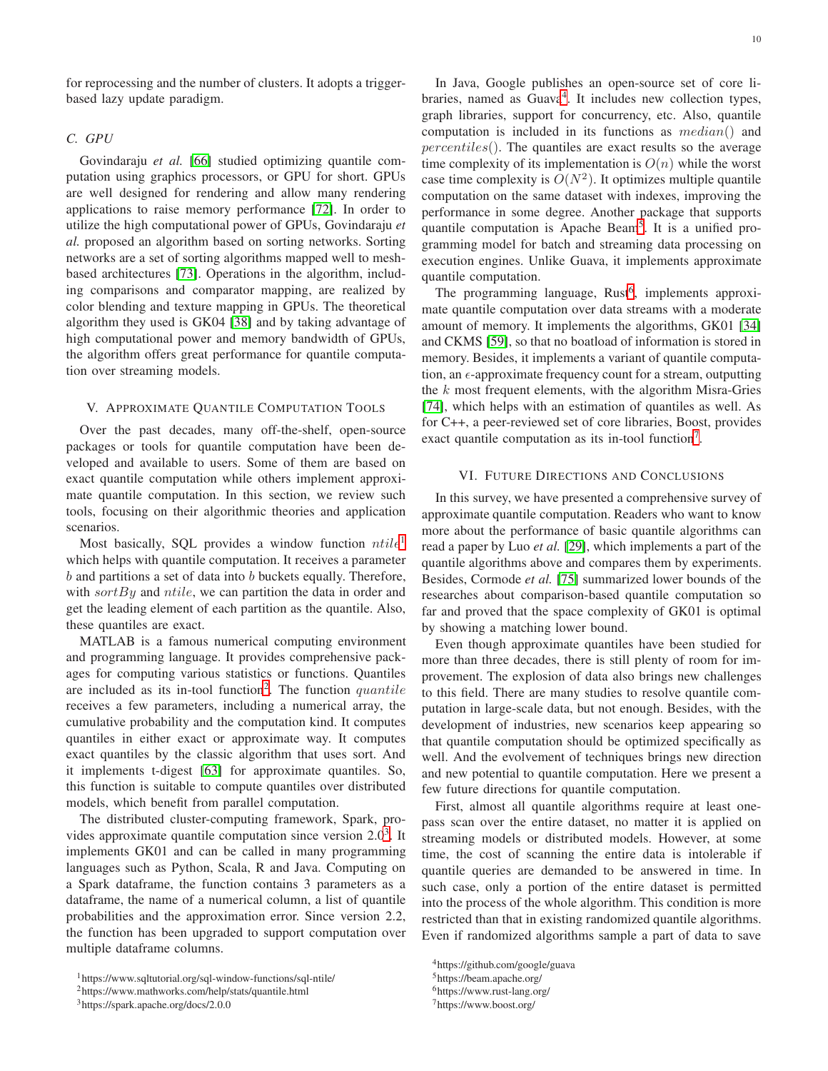for reprocessing and the number of clusters. It adopts a trigger-based lazy update paradigm.

### C. GPU

Govindaraju *et al.* [66] studied optimizing quantile computation using graphics processors, or GPU for short. GPUs are well designed for rendering and allow many rendering applications to raise memory performance [72]. In order to utilize the high computational power of GPUs, Govindaraju *et al.* proposed an algorithm based on sorting networks. Sorting networks are a set of sorting algorithms mapped well to mesh-based architectures [73]. Operations in the algorithm, including comparisons and comparator mapping, are realized by color blending and texture mapping in GPUs. The theoretical algorithm they used is GK04 [38] and by taking advantage of high computational power and memory bandwidth of GPUs, the algorithm offers great performance for quantile computation over streaming models.

## V. Approximate Quantile Computation Tools

Over the past decades, many off-the-shelf, open-source packages or tools for quantile computation have been developed and available to users. Some of them are based on exact quantile computation while others implement approximate quantile computation. In this section, we review such tools, focusing on their algorithmic theories and application scenarios.

Most basically, SQL provides a window function $ntile$[1] which helps with quantile computation. It receives a parameter $b$ and partitions a set of data into $b$ buckets equally. Therefore, with $sortBy$ and $ntile$, we can partition the data in order and get the leading element of each partition as the quantile. Also, these quantiles are exact.

MATLAB is a famous numerical computing environment and programming language. It provides comprehensive packages for computing various statistics or functions. Quantiles are included as its in-tool function[2]. The function $quantile$ receives a few parameters, including a numerical array, the cumulative probability and the computation kind. It computes quantiles in either exact or approximate way. It computes exact quantiles by the classic algorithm that uses sort. And it implements t-digest [63] for approximate quantiles. So, this function is suitable to compute quantiles over distributed models, which benefit from parallel computation.

The distributed cluster-computing framework, Spark, provides approximate quantile computation since version 2.0[3]. It implements GK01 and can be called in many programming languages such as Python, Scala, R and Java. Computing on a Spark dataframe, the function contains 3 parameters as a dataframe, the name of a numerical column, a list of quantile probabilities and the approximation error. Since version 2.2, the function has been upgraded to support computation over multiple dataframe columns.

In Java, Google publishes an open-source set of core libraries, named as Guava[4]. It includes new collection types, graph libraries, support for concurrency, etc. Also, quantile computation is included in its functions as $median()$ and $percentiles()$. The quantiles are exact results so the average time complexity of its implementation is $O(n)$ while the worst case time complexity is $O(N^2)$. It optimizes multiple quantile computation on the same dataset with indexes, improving the performance in some degree. Another package that supports quantile computation is Apache Beam[5]. It is a unified programming model for batch and streaming data processing on execution engines. Unlike Guava, it implements approximate quantile computation.

The programming language, Rust[6], implements approximate quantile computation over data streams with a moderate amount of memory. It implements the algorithms, GK01 [34] and CKMS [59], so that no boatload of information is stored in memory. Besides, it implements a variant of quantile computation, an $\epsilon$-approximate frequency count for a stream, outputting the $k$ most frequent elements, with the algorithm Misra-Gries [74], which helps with an estimation of quantiles as well. As for C++, a peer-reviewed set of core libraries, Boost, provides exact quantile computation as its in-tool function[7].

## VI. Future Directions and Conclusions

In this survey, we have presented a comprehensive survey of approximate quantile computation. Readers who want to know more about the performance of basic quantile algorithms can read a paper by Luo *et al.* [29], which implements a part of the quantile algorithms above and compares them by experiments. Besides, Cormode *et al.* [75] summarized lower bounds of the researches about comparison-based quantile computation so far and proved that the space complexity of GK01 is optimal by showing a matching lower bound.

Even though approximate quantiles have been studied for more than three decades, there is still plenty of room for improvement. The explosion of data also brings new challenges to this field. There are many studies to resolve quantile computation in large-scale data, but not enough. Besides, with the development of industries, new scenarios keep appearing so that quantile computation should be optimized specifically as well. And the evolvement of techniques brings new direction and new potential to quantile computation. Here we present a few future directions for quantile computation.

First, almost all quantile algorithms require at least one-pass scan over the entire dataset, no matter it is applied on streaming models or distributed models. However, at some time, the cost of scanning the entire data is intolerable if quantile queries are demanded to be answered in time. In such case, only a portion of the entire dataset is permitted into the process of the whole algorithm. This condition is more restricted than that in existing randomized quantile algorithms. Even if randomized algorithms sample a part of data to save

[1] https://www.sqltutorial.org/sql-window-functions/sql-ntile/

[2] https://www.mathworks.com/help/stats/quantile.html

[3] https://spark.apache.org/docs/2.0.0

[4] https://github.com/google/guava

[5] https://beam.apache.org/

[6] https://www.rust-lang.org/

[7] https://www.boost.org/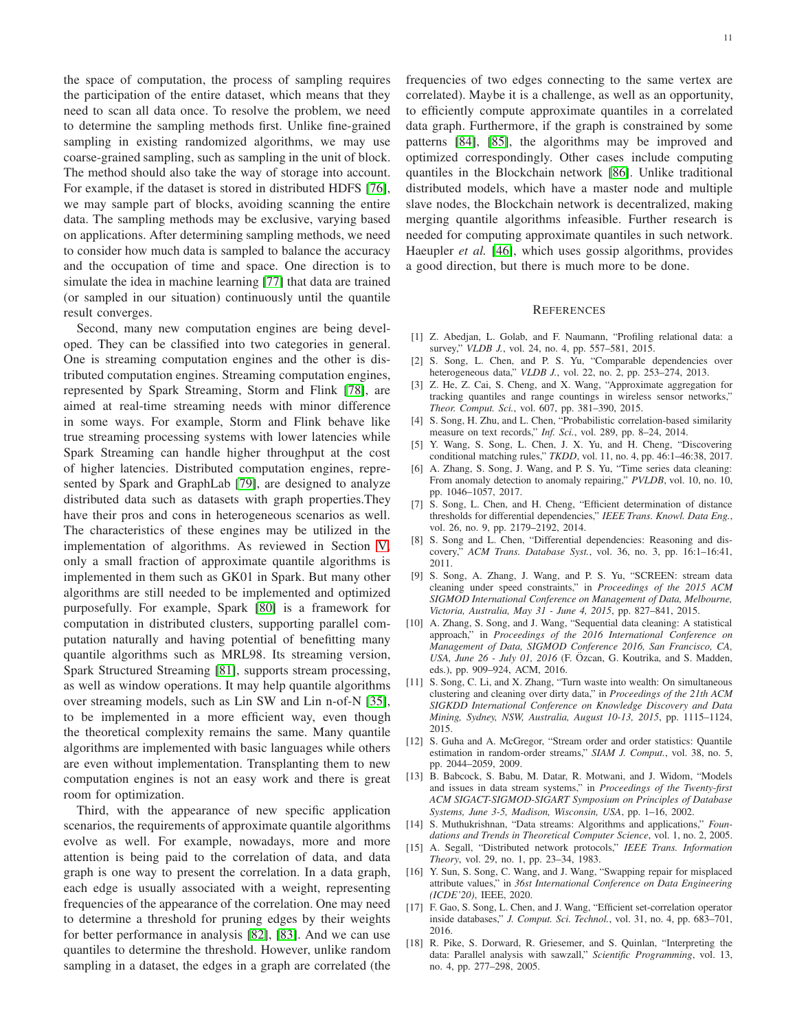the space of computation, the process of sampling requires the participation of the entire dataset, which means that they need to scan all data once. To resolve the problem, we need to determine the sampling methods first. Unlike fine-grained sampling in existing randomized algorithms, we may use coarse-grained sampling, such as sampling in the unit of block. The method should also take the way of storage into account. For example, if the dataset is stored in distributed HDFS [76], we may sample part of blocks, avoiding scanning the entire data. The sampling methods may be exclusive, varying based on applications. After determining sampling methods, we need to consider how much data is sampled to balance the accuracy and the occupation of time and space. One direction is to simulate the idea in machine learning [77] that data are trained (or sampled in our situation) continuously until the quantile result converges.

Second, many new computation engines are being developed. They can be classified into two categories in general. One is streaming computation engines and the other is distributed computation engines. Streaming computation engines, represented by Spark Streaming, Storm and Flink [78], are aimed at real-time streaming needs with minor difference in some ways. For example, Storm and Flink behave like true streaming processing systems with lower latencies while Spark Streaming can handle higher throughput at the cost of higher latencies. Distributed computation engines, represented by Spark and GraphLab [79], are designed to analyze distributed data such as datasets with graph properties.They have their pros and cons in heterogeneous scenarios as well. The characteristics of these engines may be utilized in the implementation of algorithms. As reviewed in Section V, only a small fraction of approximate quantile algorithms is implemented in them such as GK01 in Spark. But many other algorithms are still needed to be implemented and optimized purposefully. For example, Spark [80] is a framework for computation in distributed clusters, supporting parallel computation naturally and having potential of benefitting many quantile algorithms such as MRL98. Its streaming version, Spark Structured Streaming [81], supports stream processing, as well as window operations. It may help quantile algorithms over streaming models, such as Lin SW and Lin n-of-N [35], to be implemented in a more efficient way, even though the theoretical complexity remains the same. Many quantile algorithms are implemented with basic languages while others are even without implementation. Transplanting them to new computation engines is not an easy work and there is great room for optimization.

Third, with the appearance of new specific application scenarios, the requirements of approximate quantile algorithms evolve as well. For example, nowadays, more and more attention is being paid to the correlation of data, and data graph is one way to present the correlation. In a data graph, each edge is usually associated with a weight, representing frequencies of the appearance of the correlation. One may need to determine a threshold for pruning edges by their weights for better performance in analysis [82], [83]. And we can use quantiles to determine the threshold. However, unlike random sampling in a dataset, the edges in a graph are correlated (the frequencies of two edges connecting to the same vertex are correlated). Maybe it is a challenge, as well as an opportunity, to efficiently compute approximate quantiles in a correlated data graph. Furthermore, if the graph is constrained by some patterns [84], [85], the algorithms may be improved and optimized correspondingly. Other cases include computing quantiles in the Blockchain network [86]. Unlike traditional distributed models, which have a master node and multiple slave nodes, the Blockchain network is decentralized, making merging quantile algorithms infeasible. Further research is needed for computing approximate quantiles in such network. Haeupler *et al.* [46], which uses gossip algorithms, provides a good direction, but there is much more to be done.

## References

[1] Z. Abedjan, L. Golab, and F. Naumann, "Profiling relational data: a survey," *VLDB J.*, vol. 24, no. 4, pp. 557–581, 2015.

[2] S. Song, L. Chen, and P. S. Yu, "Comparable dependencies over heterogeneous data," *VLDB J.*, vol. 22, no. 2, pp. 253–274, 2013.

[3] Z. He, Z. Cai, S. Cheng, and X. Wang, "Approximate aggregation for tracking quantiles and range countings in wireless sensor networks," *Theor. Comput. Sci.*, vol. 607, pp. 381–390, 2015.

[4] S. Song, H. Zhu, and L. Chen, "Probabilistic correlation-based similarity measure on text records," *Inf. Sci.*, vol. 289, pp. 8–24, 2014.

[5] Y. Wang, S. Song, L. Chen, J. X. Yu, and H. Cheng, "Discovering conditional matching rules," *TKDD*, vol. 11, no. 4, pp. 46:1–46:38, 2017.

[6] A. Zhang, S. Song, J. Wang, and P. S. Yu, "Time series data cleaning: From anomaly detection to anomaly repairing," *PVLDB*, vol. 10, no. 10, pp. 1046–1057, 2017.

[7] S. Song, L. Chen, and H. Cheng, "Efficient determination of distance thresholds for differential dependencies," *IEEE Trans. Knowl. Data Eng.*, vol. 26, no. 9, pp. 2179–2192, 2014.

[8] S. Song and L. Chen, "Differential dependencies: Reasoning and discovery," *ACM Trans. Database Syst.*, vol. 36, no. 3, pp. 16:1–16:41, 2011.

[9] S. Song, A. Zhang, J. Wang, and P. S. Yu, "SCREEN: stream data cleaning under speed constraints," in *Proceedings of the 2015 ACM SIGMOD International Conference on Management of Data, Melbourne, Victoria, Australia, May 31 - June 4, 2015*, pp. 827–841, 2015.

[10] A. Zhang, S. Song, and J. Wang, "Sequential data cleaning: A statistical approach," in *Proceedings of the 2016 International Conference on Management of Data, SIGMOD Conference 2016, San Francisco, CA, USA, June 26 - July 01, 2016* (F. Özcan, G. Koutrika, and S. Madden, eds.), pp. 909–924, ACM, 2016.

[11] S. Song, C. Li, and X. Zhang, "Turn waste into wealth: On simultaneous clustering and cleaning over dirty data," in *Proceedings of the 21th ACM SIGKDD International Conference on Knowledge Discovery and Data Mining, Sydney, NSW, Australia, August 10-13, 2015*, pp. 1115–1124, 2015.

[12] S. Guha and A. McGregor, "Stream order and order statistics: Quantile estimation in random-order streams," *SIAM J. Comput.*, vol. 38, no. 5, pp. 2044–2059, 2009.

[13] B. Babcock, S. Babu, M. Datar, R. Motwani, and J. Widom, "Models and issues in data stream systems," in *Proceedings of the Twenty-first ACM SIGACT-SIGMOD-SIGART Symposium on Principles of Database Systems, June 3-5, Madison, Wisconsin, USA*, pp. 1–16, 2002.

[14] S. Muthukrishnan, "Data streams: Algorithms and applications," *Foundations and Trends in Theoretical Computer Science*, vol. 1, no. 2, 2005.

[15] A. Segall, "Distributed network protocols," *IEEE Trans. Information Theory*, vol. 29, no. 1, pp. 23–34, 1983.

[16] Y. Sun, S. Song, C. Wang, and J. Wang, "Swapping repair for misplaced attribute values," in *36st International Conference on Data Engineering (ICDE'20)*, IEEE, 2020.

[17] F. Gao, S. Song, L. Chen, and J. Wang, "Efficient set-correlation operator inside databases," *J. Comput. Sci. Technol.*, vol. 31, no. 4, pp. 683–701, 2016.

[18] R. Pike, S. Dorward, R. Griesemer, and S. Quinlan, "Interpreting the data: Parallel analysis with sawzall," *Scientific Programming*, vol. 13, no. 4, pp. 277–298, 2005.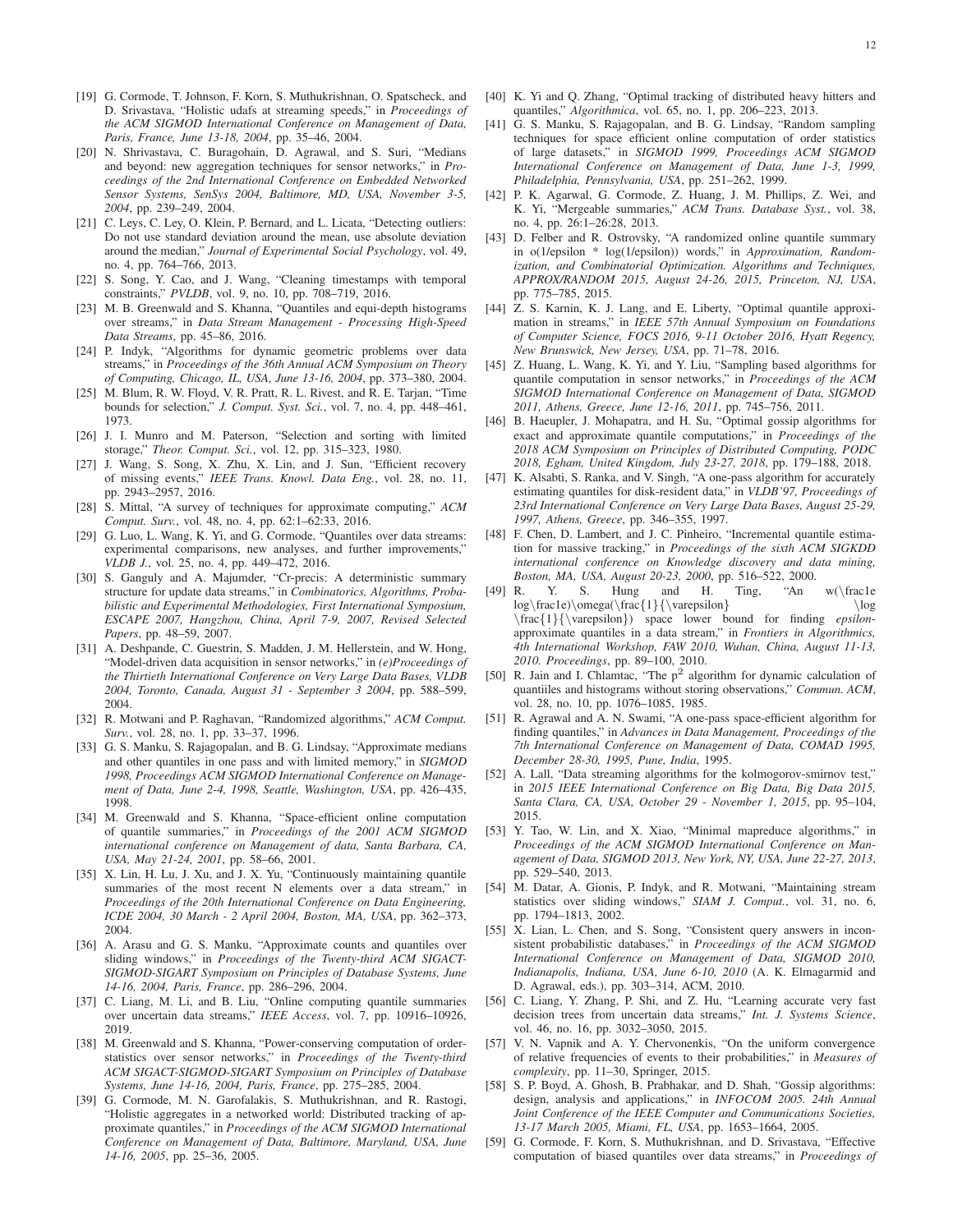[19] G. Cormode, T. Johnson, F. Korn, S. Muthukrishnan, O. Spatscheck, and D. Srivastava, "Holistic udafs at streaming speeds," in *Proceedings of the ACM SIGMOD International Conference on Management of Data, Paris, France, June 13-18, 2004*, pp. 35–46, 2004.

[20] N. Shrivastava, C. Buragohain, D. Agrawal, and S. Suri, "Medians and beyond: new aggregation techniques for sensor networks," in *Proceedings of the 2nd International Conference on Embedded Networked Sensor Systems, SenSys 2004, Baltimore, MD, USA, November 3-5, 2004*, pp. 239–249, 2004.

[21] C. Leys, C. Ley, O. Klein, P. Bernard, and L. Licata, "Detecting outliers: Do not use standard deviation around the mean, use absolute deviation around the median," *Journal of Experimental Social Psychology*, vol. 49, no. 4, pp. 764–766, 2013.

[22] S. Song, Y. Cao, and J. Wang, "Cleaning timestamps with temporal constraints," *PVLDB*, vol. 9, no. 10, pp. 708–719, 2016.

[23] M. B. Greenwald and S. Khanna, "Quantiles and equi-depth histograms over streams," in *Data Stream Management - Processing High-Speed Data Streams*, pp. 45–86, 2016.

[24] P. Indyk, "Algorithms for dynamic geometric problems over data streams," in *Proceedings of the 36th Annual ACM Symposium on Theory of Computing, Chicago, IL, USA, June 13-16, 2004*, pp. 373–380, 2004.

[25] M. Blum, R. W. Floyd, V. R. Pratt, R. L. Rivest, and R. E. Tarjan, "Time bounds for selection," *J. Comput. Syst. Sci.*, vol. 7, no. 4, pp. 448–461, 1973.

[26] J. I. Munro and M. Paterson, "Selection and sorting with limited storage," *Theor. Comput. Sci.*, vol. 12, pp. 315–323, 1980.

[27] J. Wang, S. Song, X. Zhu, X. Lin, and J. Sun, "Efficient recovery of missing events," *IEEE Trans. Knowl. Data Eng.*, vol. 28, no. 11, pp. 2943–2957, 2016.

[28] S. Mittal, "A survey of techniques for approximate computing," *ACM Comput. Surv.*, vol. 48, no. 4, pp. 62:1–62:33, 2016.

[29] G. Luo, L. Wang, K. Yi, and G. Cormode, "Quantiles over data streams: experimental comparisons, new analyses, and further improvements," *VLDB J.*, vol. 25, no. 4, pp. 449–472, 2016.

[30] S. Ganguly and A. Majumder, "Cr-precis: A deterministic summary structure for update data streams," in *Combinatorics, Algorithms, Probabilistic and Experimental Methodologies, First International Symposium, ESCAPE 2007, Hangzhou, China, April 7-9, 2007, Revised Selected Papers*, pp. 48–59, 2007.

[31] A. Deshpande, C. Guestrin, S. Madden, J. M. Hellerstein, and W. Hong, "Model-driven data acquisition in sensor networks," in *(e)Proceedings of the Thirtieth International Conference on Very Large Data Bases, VLDB 2004, Toronto, Canada, August 31 - September 3 2004*, pp. 588–599, 2004.

[32] R. Motwani and P. Raghavan, "Randomized algorithms," *ACM Comput. Surv.*, vol. 28, no. 1, pp. 33–37, 1996.

[33] G. S. Manku, S. Rajagopalan, and B. G. Lindsay, "Approximate medians and other quantiles in one pass and with limited memory," in *SIGMOD 1998, Proceedings ACM SIGMOD International Conference on Management of Data, June 2-4, 1998, Seattle, Washington, USA*, pp. 426–435, 1998.

[34] M. Greenwald and S. Khanna, "Space-efficient online computation of quantile summaries," in *Proceedings of the 2001 ACM SIGMOD international conference on Management of data, Santa Barbara, CA, USA, May 21-24, 2001*, pp. 58–66, 2001.

[35] X. Lin, H. Lu, J. Xu, and J. X. Yu, "Continuously maintaining quantile summaries of the most recent N elements over a data stream," in *Proceedings of the 20th International Conference on Data Engineering, ICDE 2004, 30 March - 2 April 2004, Boston, MA, USA*, pp. 362–373, 2004.

[36] A. Arasu and G. S. Manku, "Approximate counts and quantiles over sliding windows," in *Proceedings of the Twenty-third ACM SIGACT-SIGMOD-SIGART Symposium on Principles of Database Systems, June 14-16, 2004, Paris, France*, pp. 286–296, 2004.

[37] C. Liang, M. Li, and B. Liu, "Online computing quantile summaries over uncertain data streams," *IEEE Access*, vol. 7, pp. 10916–10926, 2019.

[38] M. Greenwald and S. Khanna, "Power-conserving computation of order-statistics over sensor networks," in *Proceedings of the Twenty-third ACM SIGACT-SIGMOD-SIGART Symposium on Principles of Database Systems, June 14-16, 2004, Paris, France*, pp. 275–285, 2004.

[39] G. Cormode, M. N. Garofalakis, S. Muthukrishnan, and R. Rastogi, "Holistic aggregates in a networked world: Distributed tracking of approximate quantiles," in *Proceedings of the ACM SIGMOD International Conference on Management of Data, Baltimore, Maryland, USA, June 14-16, 2005*, pp. 25–36, 2005.

[40] K. Yi and Q. Zhang, "Optimal tracking of distributed heavy hitters and quantiles," *Algorithmica*, vol. 65, no. 1, pp. 206–223, 2013.

[41] G. S. Manku, S. Rajagopalan, and B. G. Lindsay, "Random sampling techniques for space efficient online computation of order statistics of large datasets," in *SIGMOD 1999, Proceedings ACM SIGMOD International Conference on Management of Data, June 1-3, 1999, Philadelphia, Pennsylvania, USA*, pp. 251–262, 1999.

[42] P. K. Agarwal, G. Cormode, Z. Huang, J. M. Phillips, Z. Wei, and K. Yi, "Mergeable summaries," *ACM Trans. Database Syst.*, vol. 38, no. 4, pp. 26:1–26:28, 2013.

[43] D. Felber and R. Ostrovsky, "A randomized online quantile summary in o(1/epsilon * log(1/epsilon)) words," in *Approximation, Randomization, and Combinatorial Optimization. Algorithms and Techniques, APPROX/RANDOM 2015, August 24-26, 2015, Princeton, NJ, USA*, pp. 775–785, 2015.

[44] Z. S. Karnin, K. J. Lang, and E. Liberty, "Optimal quantile approximation in streams," in *IEEE 57th Annual Symposium on Foundations of Computer Science, FOCS 2016, 9-11 October 2016, Hyatt Regency, New Brunswick, New Jersey, USA*, pp. 71–78, 2016.

[45] Z. Huang, L. Wang, K. Yi, and Y. Liu, "Sampling based algorithms for quantile computation in sensor networks," in *Proceedings of the ACM SIGMOD International Conference on Management of Data, SIGMOD 2011, Athens, Greece, June 12-16, 2011*, pp. 745–756, 2011.

[46] B. Haeupler, J. Mohapatra, and H. Su, "Optimal gossip algorithms for exact and approximate quantile computations," in *Proceedings of the 2018 ACM Symposium on Principles of Distributed Computing, PODC 2018, Egham, United Kingdom, July 23-27, 2018*, pp. 179–188, 2018.

[47] K. Alsabti, S. Ranka, and V. Singh, "A one-pass algorithm for accurately estimating quantiles for disk-resident data," in *VLDB'97, Proceedings of 23rd International Conference on Very Large Data Bases, August 25-29, 1997, Athens, Greece*, pp. 346–355, 1997.

[48] F. Chen, D. Lambert, and J. C. Pinheiro, "Incremental quantile estimation for massive tracking," in *Proceedings of the sixth ACM SIGKDD international conference on Knowledge discovery and data mining, Boston, MA, USA, August 20-23, 2000*, pp. 516–522, 2000.

[49] R. Y. S. Hung and H. Ting, "An w(\frac1e log\frac1e)\omega(\frac{1}{\varepsilon} \log \frac{1}{\varepsilon}) space lower bound for finding *epsilon*-approximate quantiles in a data stream," in *Frontiers in Algorithmics, 4th International Workshop, FAW 2010, Wuhan, China, August 11-13, 2010. Proceedings*, pp. 89–100, 2010.

[50] R. Jain and I. Chlamtac, "The $p^2$ algorithm for dynamic calculation of quantiiles and histograms without storing observations," *Commun. ACM*, vol. 28, no. 10, pp. 1076–1085, 1985.

[51] R. Agrawal and A. N. Swami, "A one-pass space-efficient algorithm for finding quantiles," in *Advances in Data Management, Proceedings of the 7th International Conference on Management of Data, COMAD 1995, December 28-30, 1995, Pune, India*, 1995.

[52] A. Lall, "Data streaming algorithms for the kolmogorov-smirnov test," in *2015 IEEE International Conference on Big Data, Big Data 2015, Santa Clara, CA, USA, October 29 - November 1, 2015*, pp. 95–104, 2015.

[53] Y. Tao, W. Lin, and X. Xiao, "Minimal mapreduce algorithms," in *Proceedings of the ACM SIGMOD International Conference on Management of Data, SIGMOD 2013, New York, NY, USA, June 22-27, 2013*, pp. 529–540, 2013.

[54] M. Datar, A. Gionis, P. Indyk, and R. Motwani, "Maintaining stream statistics over sliding windows," *SIAM J. Comput.*, vol. 31, no. 6, pp. 1794–1813, 2002.

[55] X. Lian, L. Chen, and S. Song, "Consistent query answers in inconsistent probabilistic databases," in *Proceedings of the ACM SIGMOD International Conference on Management of Data, SIGMOD 2010, Indianapolis, Indiana, USA, June 6-10, 2010* (A. K. Elmagarmid and D. Agrawal, eds.), pp. 303–314, ACM, 2010.

[56] C. Liang, Y. Zhang, P. Shi, and Z. Hu, "Learning accurate very fast decision trees from uncertain data streams," *Int. J. Systems Science*, vol. 46, no. 16, pp. 3032–3050, 2015.

[57] V. N. Vapnik and A. Y. Chervonenkis, "On the uniform convergence of relative frequencies of events to their probabilities," in *Measures of complexity*, pp. 11–30, Springer, 2015.

[58] S. P. Boyd, A. Ghosh, B. Prabhakar, and D. Shah, "Gossip algorithms: design, analysis and applications," in *INFOCOM 2005. 24th Annual Joint Conference of the IEEE Computer and Communications Societies, 13-17 March 2005, Miami, FL, USA*, pp. 1653–1664, 2005.

[59] G. Cormode, F. Korn, S. Muthukrishnan, and D. Srivastava, "Effective computation of biased quantiles over data streams," in *Proceedings of*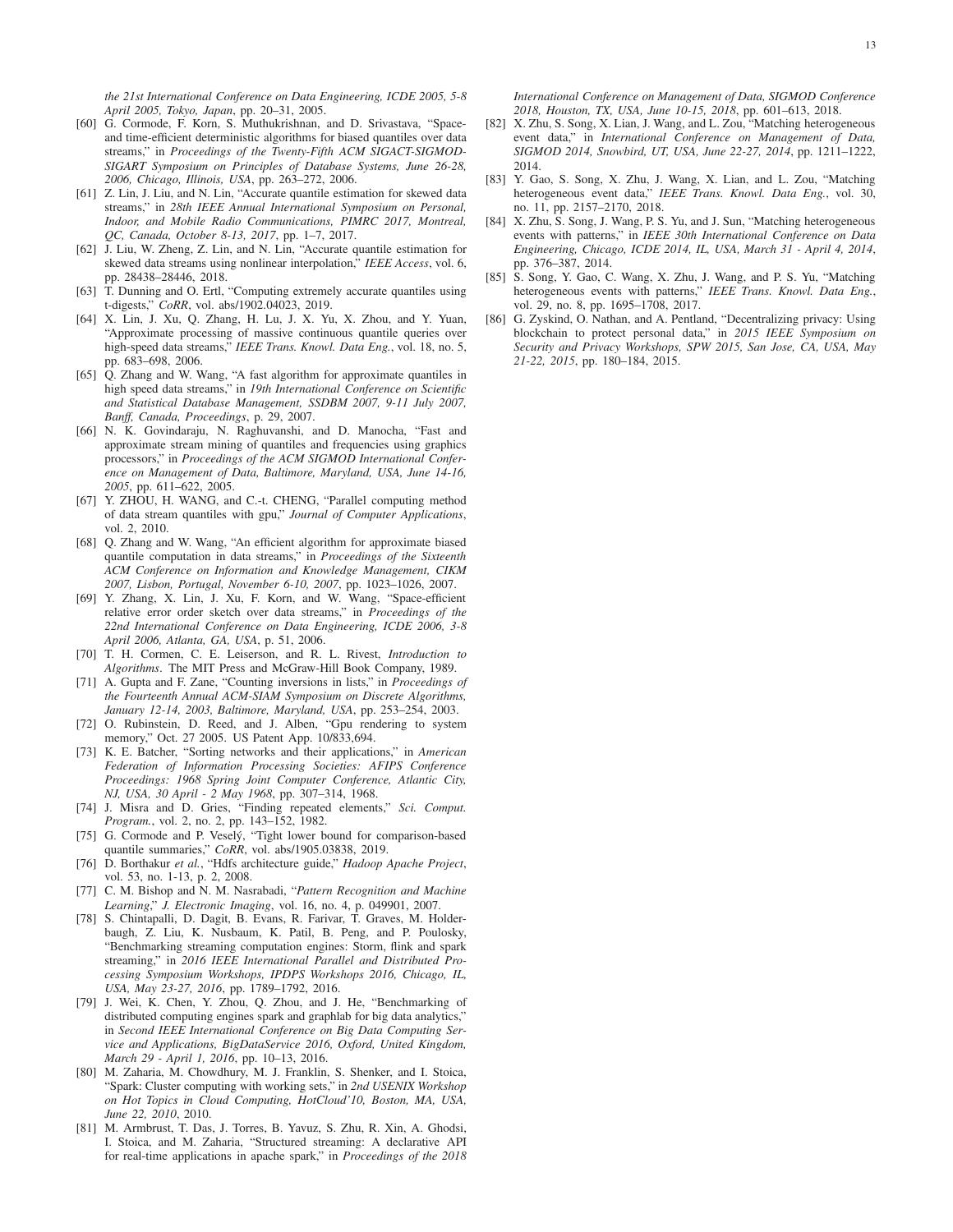*the 21st International Conference on Data Engineering, ICDE 2005, 5-8 April 2005, Tokyo, Japan*, pp. 20–31, 2005.

[60] G. Cormode, F. Korn, S. Muthukrishnan, and D. Srivastava, "Space- and time-efficient deterministic algorithms for biased quantiles over data streams," in *Proceedings of the Twenty-Fifth ACM SIGACT-SIGMOD-SIGART Symposium on Principles of Database Systems, June 26-28, 2006, Chicago, Illinois, USA*, pp. 263–272, 2006.

[61] Z. Lin, J. Liu, and N. Lin, "Accurate quantile estimation for skewed data streams," in *28th IEEE Annual International Symposium on Personal, Indoor, and Mobile Radio Communications, PIMRC 2017, Montreal, QC, Canada, October 8-13, 2017*, pp. 1–7, 2017.

[62] J. Liu, W. Zheng, Z. Lin, and N. Lin, "Accurate quantile estimation for skewed data streams using nonlinear interpolation," *IEEE Access*, vol. 6, pp. 28438–28446, 2018.

[63] T. Dunning and O. Ertl, "Computing extremely accurate quantiles using t-digests," *CoRR*, vol. abs/1902.04023, 2019.

[64] X. Lin, J. Xu, Q. Zhang, H. Lu, J. X. Yu, X. Zhou, and Y. Yuan, "Approximate processing of massive continuous quantile queries over high-speed data streams," *IEEE Trans. Knowl. Data Eng.*, vol. 18, no. 5, pp. 683–698, 2006.

[65] Q. Zhang and W. Wang, "A fast algorithm for approximate quantiles in high speed data streams," in *19th International Conference on Scientific and Statistical Database Management, SSDBM 2007, 9-11 July 2007, Banff, Canada, Proceedings*, p. 29, 2007.

[66] N. K. Govindaraju, N. Raghuvanshi, and D. Manocha, "Fast and approximate stream mining of quantiles and frequencies using graphics processors," in *Proceedings of the ACM SIGMOD International Conference on Management of Data, Baltimore, Maryland, USA, June 14-16, 2005*, pp. 611–622, 2005.

[67] Y. ZHOU, H. WANG, and C.-t. CHENG, "Parallel computing method of data stream quantiles with gpu," *Journal of Computer Applications*, vol. 2, 2010.

[68] Q. Zhang and W. Wang, "An efficient algorithm for approximate biased quantile computation in data streams," in *Proceedings of the Sixteenth ACM Conference on Information and Knowledge Management, CIKM 2007, Lisbon, Portugal, November 6-10, 2007*, pp. 1023–1026, 2007.

[69] Y. Zhang, X. Lin, J. Xu, F. Korn, and W. Wang, "Space-efficient relative error order sketch over data streams," in *Proceedings of the 22nd International Conference on Data Engineering, ICDE 2006, 3-8 April 2006, Atlanta, GA, USA*, p. 51, 2006.

[70] T. H. Cormen, C. E. Leiserson, and R. L. Rivest, *Introduction to Algorithms*. The MIT Press and McGraw-Hill Book Company, 1989.

[71] A. Gupta and F. Zane, "Counting inversions in lists," in *Proceedings of the Fourteenth Annual ACM-SIAM Symposium on Discrete Algorithms, January 12-14, 2003, Baltimore, Maryland, USA*, pp. 253–254, 2003.

[72] O. Rubinstein, D. Reed, and J. Alben, "Gpu rendering to system memory," Oct. 27 2005. US Patent App. 10/833,694.

[73] K. E. Batcher, "Sorting networks and their applications," in *American Federation of Information Processing Societies: AFIPS Conference Proceedings: 1968 Spring Joint Computer Conference, Atlantic City, NJ, USA, 30 April - 2 May 1968*, pp. 307–314, 1968.

[74] J. Misra and D. Gries, "Finding repeated elements," *Sci. Comput. Program.*, vol. 2, no. 2, pp. 143–152, 1982.

[75] G. Cormode and P. Veselý, "Tight lower bound for comparison-based quantile summaries," *CoRR*, vol. abs/1905.03838, 2019.

[76] D. Borthakur *et al.*, "Hdfs architecture guide," *Hadoop Apache Project*, vol. 53, no. 1-13, p. 2, 2008.

[77] C. M. Bishop and N. M. Nasrabadi, "*Pattern Recognition and Machine Learning*," *J. Electronic Imaging*, vol. 16, no. 4, p. 049901, 2007.

[78] S. Chintapalli, D. Dagit, B. Evans, R. Farivar, T. Graves, M. Holderbaugh, Z. Liu, K. Nusbaum, K. Patil, B. Peng, and P. Poulosky, "Benchmarking streaming computation engines: Storm, flink and spark streaming," in *2016 IEEE International Parallel and Distributed Processing Symposium Workshops, IPDPS Workshops 2016, Chicago, IL, USA, May 23-27, 2016*, pp. 1789–1792, 2016.

[79] J. Wei, K. Chen, Y. Zhou, Q. Zhou, and J. He, "Benchmarking of distributed computing engines spark and graphlab for big data analytics," in *Second IEEE International Conference on Big Data Computing Service and Applications, BigDataService 2016, Oxford, United Kingdom, March 29 - April 1, 2016*, pp. 10–13, 2016.

[80] M. Zaharia, M. Chowdhury, M. J. Franklin, S. Shenker, and I. Stoica, "Spark: Cluster computing with working sets," in *2nd USENIX Workshop on Hot Topics in Cloud Computing, HotCloud'10, Boston, MA, USA, June 22, 2010*, 2010.

[81] M. Armbrust, T. Das, J. Torres, B. Yavuz, S. Zhu, R. Xin, A. Ghodsi, I. Stoica, and M. Zaharia, "Structured streaming: A declarative API for real-time applications in apache spark," in *Proceedings of the 2018 International Conference on Management of Data, SIGMOD Conference 2018, Houston, TX, USA, June 10-15, 2018*, pp. 601–613, 2018.

[82] X. Zhu, S. Song, X. Lian, J. Wang, and L. Zou, "Matching heterogeneous event data," in *International Conference on Management of Data, SIGMOD 2014, Snowbird, UT, USA, June 22-27, 2014*, pp. 1211–1222, 2014.

[83] Y. Gao, S. Song, X. Zhu, J. Wang, X. Lian, and L. Zou, "Matching heterogeneous event data," *IEEE Trans. Knowl. Data Eng.*, vol. 30, no. 11, pp. 2157–2170, 2018.

[84] X. Zhu, S. Song, J. Wang, P. S. Yu, and J. Sun, "Matching heterogeneous events with patterns," in *IEEE 30th International Conference on Data Engineering, Chicago, ICDE 2014, IL, USA, March 31 - April 4, 2014*, pp. 376–387, 2014.

[85] S. Song, Y. Gao, C. Wang, X. Zhu, J. Wang, and P. S. Yu, "Matching heterogeneous events with patterns," *IEEE Trans. Knowl. Data Eng.*, vol. 29, no. 8, pp. 1695–1708, 2017.

[86] G. Zyskind, O. Nathan, and A. Pentland, "Decentralizing privacy: Using blockchain to protect personal data," in *2015 IEEE Symposium on Security and Privacy Workshops, SPW 2015, San Jose, CA, USA, May 21-22, 2015*, pp. 180–184, 2015.